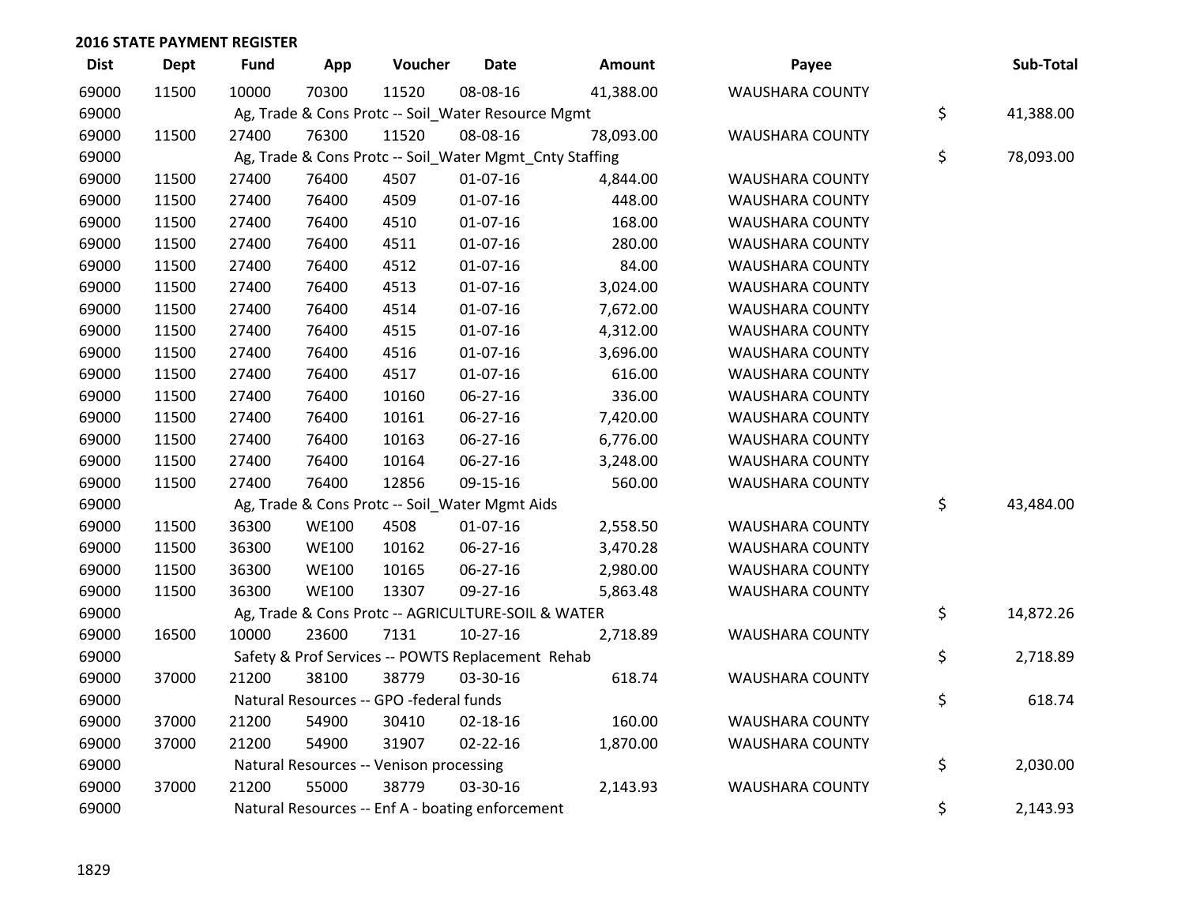## 2016 STATE PAYMENT REGISTER

| Dist | Dept | Fund | App | Voucher | Date | Amount | Payee | Sub-Total |
|---|---|---|---|---|---|---|---|---|
| 69000 | 11500 | 10000 | 70300 | 11520 | 08-08-16 | 41,388.00 | WAUSHARA COUNTY | |
| 69000 | | Ag, Trade & Cons Protc -- Soil_Water Resource Mgmt | | | | | | $ 41,388.00 |
| 69000 | 11500 | 27400 | 76300 | 11520 | 08-08-16 | 78,093.00 | WAUSHARA COUNTY | |
| 69000 | | Ag, Trade & Cons Protc -- Soil_Water Mgmt_Cnty Staffing | | | | | | $ 78,093.00 |
| 69000 | 11500 | 27400 | 76400 | 4507 | 01-07-16 | 4,844.00 | WAUSHARA COUNTY | |
| 69000 | 11500 | 27400 | 76400 | 4509 | 01-07-16 | 448.00 | WAUSHARA COUNTY | |
| 69000 | 11500 | 27400 | 76400 | 4510 | 01-07-16 | 168.00 | WAUSHARA COUNTY | |
| 69000 | 11500 | 27400 | 76400 | 4511 | 01-07-16 | 280.00 | WAUSHARA COUNTY | |
| 69000 | 11500 | 27400 | 76400 | 4512 | 01-07-16 | 84.00 | WAUSHARA COUNTY | |
| 69000 | 11500 | 27400 | 76400 | 4513 | 01-07-16 | 3,024.00 | WAUSHARA COUNTY | |
| 69000 | 11500 | 27400 | 76400 | 4514 | 01-07-16 | 7,672.00 | WAUSHARA COUNTY | |
| 69000 | 11500 | 27400 | 76400 | 4515 | 01-07-16 | 4,312.00 | WAUSHARA COUNTY | |
| 69000 | 11500 | 27400 | 76400 | 4516 | 01-07-16 | 3,696.00 | WAUSHARA COUNTY | |
| 69000 | 11500 | 27400 | 76400 | 4517 | 01-07-16 | 616.00 | WAUSHARA COUNTY | |
| 69000 | 11500 | 27400 | 76400 | 10160 | 06-27-16 | 336.00 | WAUSHARA COUNTY | |
| 69000 | 11500 | 27400 | 76400 | 10161 | 06-27-16 | 7,420.00 | WAUSHARA COUNTY | |
| 69000 | 11500 | 27400 | 76400 | 10163 | 06-27-16 | 6,776.00 | WAUSHARA COUNTY | |
| 69000 | 11500 | 27400 | 76400 | 10164 | 06-27-16 | 3,248.00 | WAUSHARA COUNTY | |
| 69000 | 11500 | 27400 | 76400 | 12856 | 09-15-16 | 560.00 | WAUSHARA COUNTY | |
| 69000 | | Ag, Trade & Cons Protc -- Soil_Water Mgmt Aids | | | | | | $ 43,484.00 |
| 69000 | 11500 | 36300 | WE100 | 4508 | 01-07-16 | 2,558.50 | WAUSHARA COUNTY | |
| 69000 | 11500 | 36300 | WE100 | 10162 | 06-27-16 | 3,470.28 | WAUSHARA COUNTY | |
| 69000 | 11500 | 36300 | WE100 | 10165 | 06-27-16 | 2,980.00 | WAUSHARA COUNTY | |
| 69000 | 11500 | 36300 | WE100 | 13307 | 09-27-16 | 5,863.48 | WAUSHARA COUNTY | |
| 69000 | | Ag, Trade & Cons Protc -- AGRICULTURE-SOIL & WATER | | | | | | $ 14,872.26 |
| 69000 | 16500 | 10000 | 23600 | 7131 | 10-27-16 | 2,718.89 | WAUSHARA COUNTY | |
| 69000 | | Safety & Prof Services -- POWTS Replacement Rehab | | | | | | $ 2,718.89 |
| 69000 | 37000 | 21200 | 38100 | 38779 | 03-30-16 | 618.74 | WAUSHARA COUNTY | |
| 69000 | | Natural Resources -- GPO -federal funds | | | | | | $ 618.74 |
| 69000 | 37000 | 21200 | 54900 | 30410 | 02-18-16 | 160.00 | WAUSHARA COUNTY | |
| 69000 | 37000 | 21200 | 54900 | 31907 | 02-22-16 | 1,870.00 | WAUSHARA COUNTY | |
| 69000 | | Natural Resources -- Venison processing | | | | | | $ 2,030.00 |
| 69000 | 37000 | 21200 | 55000 | 38779 | 03-30-16 | 2,143.93 | WAUSHARA COUNTY | |
| 69000 | | Natural Resources -- Enf A - boating enforcement | | | | | | $ 2,143.93 |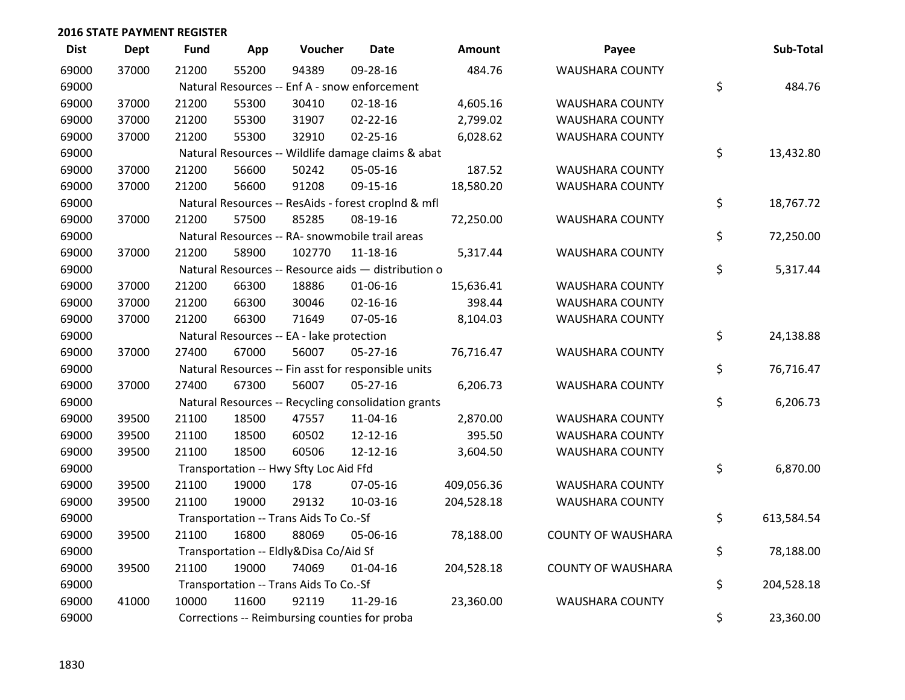## 2016 STATE PAYMENT REGISTER

| Dist | Dept | Fund | App | Voucher | Date | Amount | Payee | Sub-Total |
|---|---|---|---|---|---|---|---|---|
| 69000 | 37000 | 21200 | 55200 | 94389 | 09-28-16 | 484.76 | WAUSHARA COUNTY | |
| 69000 | | Natural Resources -- Enf A - snow enforcement | | | | | | $ 484.76 |
| 69000 | 37000 | 21200 | 55300 | 30410 | 02-18-16 | 4,605.16 | WAUSHARA COUNTY | |
| 69000 | 37000 | 21200 | 55300 | 31907 | 02-22-16 | 2,799.02 | WAUSHARA COUNTY | |
| 69000 | 37000 | 21200 | 55300 | 32910 | 02-25-16 | 6,028.62 | WAUSHARA COUNTY | |
| 69000 | | Natural Resources -- Wildlife damage claims & abat | | | | | | $ 13,432.80 |
| 69000 | 37000 | 21200 | 56600 | 50242 | 05-05-16 | 187.52 | WAUSHARA COUNTY | |
| 69000 | 37000 | 21200 | 56600 | 91208 | 09-15-16 | 18,580.20 | WAUSHARA COUNTY | |
| 69000 | | Natural Resources -- ResAids - forest croplnd & mfl | | | | | | $ 18,767.72 |
| 69000 | 37000 | 21200 | 57500 | 85285 | 08-19-16 | 72,250.00 | WAUSHARA COUNTY | |
| 69000 | | Natural Resources -- RA- snowmobile trail areas | | | | | | $ 72,250.00 |
| 69000 | 37000 | 21200 | 58900 | 102770 | 11-18-16 | 5,317.44 | WAUSHARA COUNTY | |
| 69000 | | Natural Resources -- Resource aids — distribution o | | | | | | $ 5,317.44 |
| 69000 | 37000 | 21200 | 66300 | 18886 | 01-06-16 | 15,636.41 | WAUSHARA COUNTY | |
| 69000 | 37000 | 21200 | 66300 | 30046 | 02-16-16 | 398.44 | WAUSHARA COUNTY | |
| 69000 | 37000 | 21200 | 66300 | 71649 | 07-05-16 | 8,104.03 | WAUSHARA COUNTY | |
| 69000 | | Natural Resources -- EA - lake protection | | | | | | $ 24,138.88 |
| 69000 | 37000 | 27400 | 67000 | 56007 | 05-27-16 | 76,716.47 | WAUSHARA COUNTY | |
| 69000 | | Natural Resources -- Fin asst for responsible units | | | | | | $ 76,716.47 |
| 69000 | 37000 | 27400 | 67300 | 56007 | 05-27-16 | 6,206.73 | WAUSHARA COUNTY | |
| 69000 | | Natural Resources -- Recycling consolidation grants | | | | | | $ 6,206.73 |
| 69000 | 39500 | 21100 | 18500 | 47557 | 11-04-16 | 2,870.00 | WAUSHARA COUNTY | |
| 69000 | 39500 | 21100 | 18500 | 60502 | 12-12-16 | 395.50 | WAUSHARA COUNTY | |
| 69000 | 39500 | 21100 | 18500 | 60506 | 12-12-16 | 3,604.50 | WAUSHARA COUNTY | |
| 69000 | | Transportation -- Hwy Sfty Loc Aid Ffd | | | | | | $ 6,870.00 |
| 69000 | 39500 | 21100 | 19000 | 178 | 07-05-16 | 409,056.36 | WAUSHARA COUNTY | |
| 69000 | 39500 | 21100 | 19000 | 29132 | 10-03-16 | 204,528.18 | WAUSHARA COUNTY | |
| 69000 | | Transportation -- Trans Aids To Co.-Sf | | | | | | $ 613,584.54 |
| 69000 | 39500 | 21100 | 16800 | 88069 | 05-06-16 | 78,188.00 | COUNTY OF WAUSHARA | |
| 69000 | | Transportation -- Eldly&Disa Co/Aid Sf | | | | | | $ 78,188.00 |
| 69000 | 39500 | 21100 | 19000 | 74069 | 01-04-16 | 204,528.18 | COUNTY OF WAUSHARA | |
| 69000 | | Transportation -- Trans Aids To Co.-Sf | | | | | | $ 204,528.18 |
| 69000 | 41000 | 10000 | 11600 | 92119 | 11-29-16 | 23,360.00 | WAUSHARA COUNTY | |
| 69000 | | Corrections -- Reimbursing counties for proba | | | | | | $ 23,360.00 |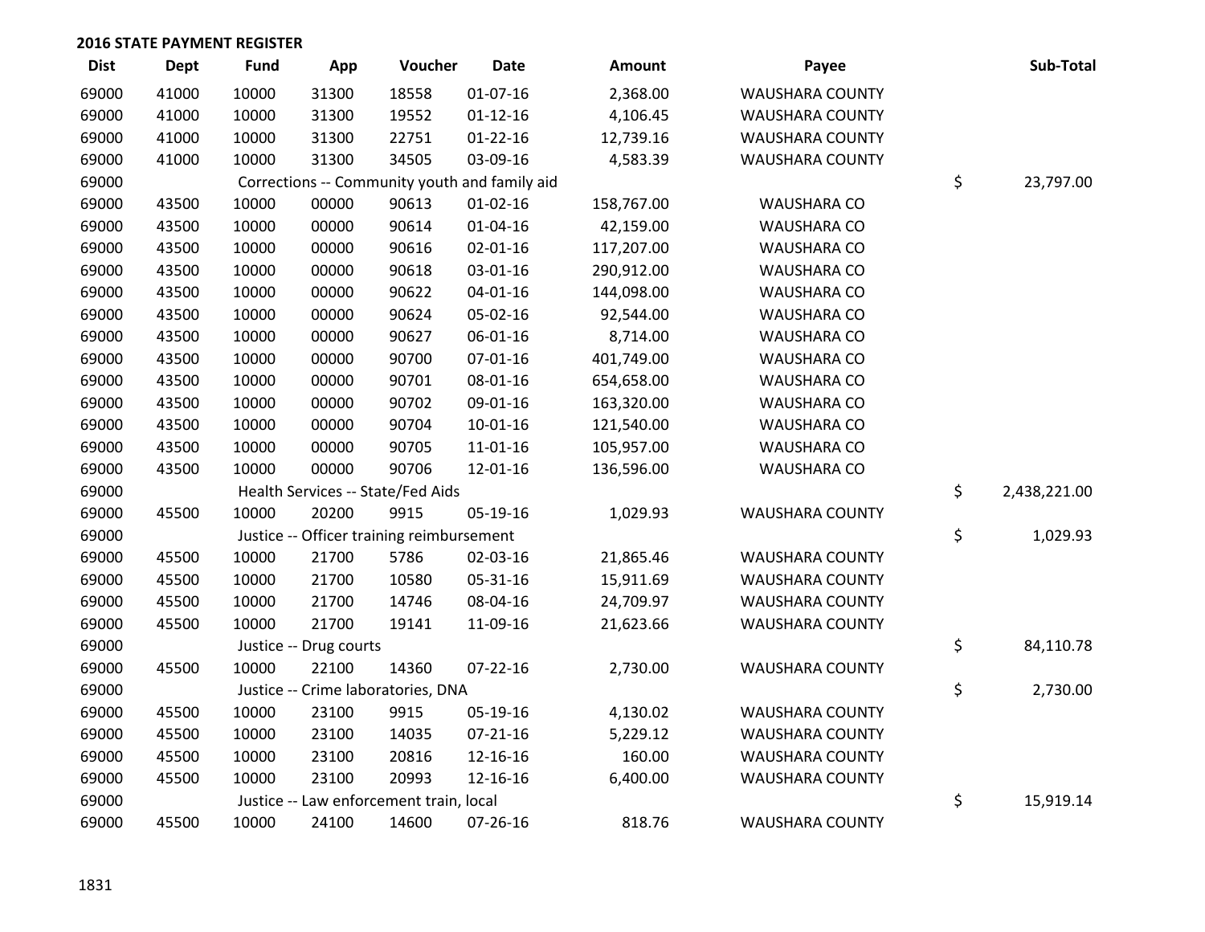## 2016 STATE PAYMENT REGISTER

| Dist | Dept | Fund | App | Voucher | Date | Amount | Payee | Sub-Total |
|---|---|---|---|---|---|---|---|---|
| 69000 | 41000 | 10000 | 31300 | 18558 | 01-07-16 | 2,368.00 | WAUSHARA COUNTY | |
| 69000 | 41000 | 10000 | 31300 | 19552 | 01-12-16 | 4,106.45 | WAUSHARA COUNTY | |
| 69000 | 41000 | 10000 | 31300 | 22751 | 01-22-16 | 12,739.16 | WAUSHARA COUNTY | |
| 69000 | 41000 | 10000 | 31300 | 34505 | 03-09-16 | 4,583.39 | WAUSHARA COUNTY | |
| 69000 | | Corrections -- Community youth and family aid | | | | | | $ 23,797.00 |
| 69000 | 43500 | 10000 | 00000 | 90613 | 01-02-16 | 158,767.00 | WAUSHARA CO | |
| 69000 | 43500 | 10000 | 00000 | 90614 | 01-04-16 | 42,159.00 | WAUSHARA CO | |
| 69000 | 43500 | 10000 | 00000 | 90616 | 02-01-16 | 117,207.00 | WAUSHARA CO | |
| 69000 | 43500 | 10000 | 00000 | 90618 | 03-01-16 | 290,912.00 | WAUSHARA CO | |
| 69000 | 43500 | 10000 | 00000 | 90622 | 04-01-16 | 144,098.00 | WAUSHARA CO | |
| 69000 | 43500 | 10000 | 00000 | 90624 | 05-02-16 | 92,544.00 | WAUSHARA CO | |
| 69000 | 43500 | 10000 | 00000 | 90627 | 06-01-16 | 8,714.00 | WAUSHARA CO | |
| 69000 | 43500 | 10000 | 00000 | 90700 | 07-01-16 | 401,749.00 | WAUSHARA CO | |
| 69000 | 43500 | 10000 | 00000 | 90701 | 08-01-16 | 654,658.00 | WAUSHARA CO | |
| 69000 | 43500 | 10000 | 00000 | 90702 | 09-01-16 | 163,320.00 | WAUSHARA CO | |
| 69000 | 43500 | 10000 | 00000 | 90704 | 10-01-16 | 121,540.00 | WAUSHARA CO | |
| 69000 | 43500 | 10000 | 00000 | 90705 | 11-01-16 | 105,957.00 | WAUSHARA CO | |
| 69000 | 43500 | 10000 | 00000 | 90706 | 12-01-16 | 136,596.00 | WAUSHARA CO | |
| 69000 | | Health Services -- State/Fed Aids | | | | | | $ 2,438,221.00 |
| 69000 | 45500 | 10000 | 20200 | 9915 | 05-19-16 | 1,029.93 | WAUSHARA COUNTY | |
| 69000 | | Justice -- Officer training reimbursement | | | | | | $ 1,029.93 |
| 69000 | 45500 | 10000 | 21700 | 5786 | 02-03-16 | 21,865.46 | WAUSHARA COUNTY | |
| 69000 | 45500 | 10000 | 21700 | 10580 | 05-31-16 | 15,911.69 | WAUSHARA COUNTY | |
| 69000 | 45500 | 10000 | 21700 | 14746 | 08-04-16 | 24,709.97 | WAUSHARA COUNTY | |
| 69000 | 45500 | 10000 | 21700 | 19141 | 11-09-16 | 21,623.66 | WAUSHARA COUNTY | |
| 69000 | | Justice -- Drug courts | | | | | | $ 84,110.78 |
| 69000 | 45500 | 10000 | 22100 | 14360 | 07-22-16 | 2,730.00 | WAUSHARA COUNTY | |
| 69000 | | Justice -- Crime laboratories, DNA | | | | | | $ 2,730.00 |
| 69000 | 45500 | 10000 | 23100 | 9915 | 05-19-16 | 4,130.02 | WAUSHARA COUNTY | |
| 69000 | 45500 | 10000 | 23100 | 14035 | 07-21-16 | 5,229.12 | WAUSHARA COUNTY | |
| 69000 | 45500 | 10000 | 23100 | 20816 | 12-16-16 | 160.00 | WAUSHARA COUNTY | |
| 69000 | 45500 | 10000 | 23100 | 20993 | 12-16-16 | 6,400.00 | WAUSHARA COUNTY | |
| 69000 | | Justice -- Law enforcement train, local | | | | | | $ 15,919.14 |
| 69000 | 45500 | 10000 | 24100 | 14600 | 07-26-16 | 818.76 | WAUSHARA COUNTY | |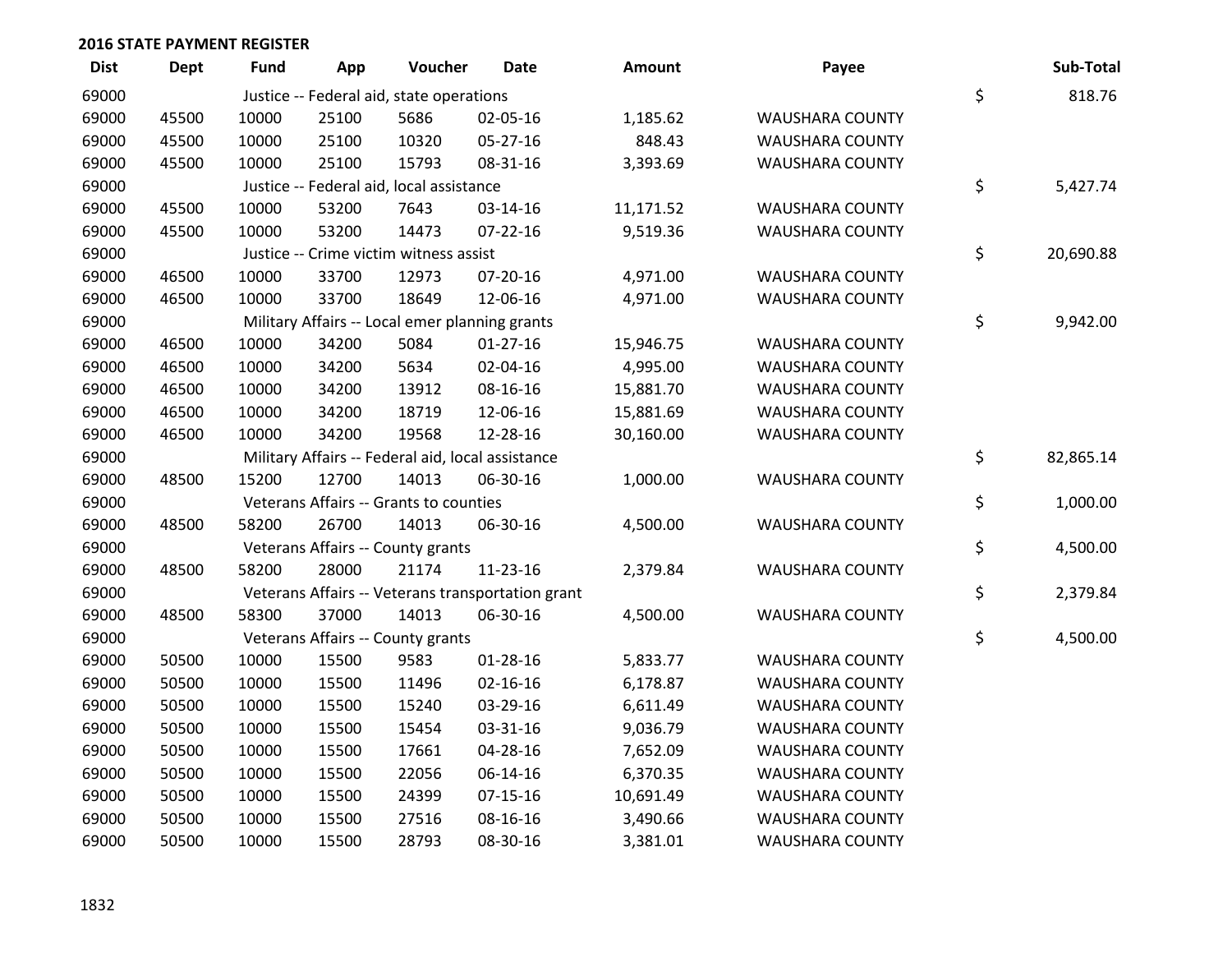## 2016 STATE PAYMENT REGISTER

| Dist | Dept | Fund | App | Voucher | Date | Amount | Payee | Sub-Total |
|---|---|---|---|---|---|---|---|---|
| 69000 | | Justice -- Federal aid, state operations | | | | | | $ 818.76 |
| 69000 | 45500 | 10000 | 25100 | 5686 | 02-05-16 | 1,185.62 | WAUSHARA COUNTY | |
| 69000 | 45500 | 10000 | 25100 | 10320 | 05-27-16 | 848.43 | WAUSHARA COUNTY | |
| 69000 | 45500 | 10000 | 25100 | 15793 | 08-31-16 | 3,393.69 | WAUSHARA COUNTY | |
| 69000 | | Justice -- Federal aid, local assistance | | | | | | $ 5,427.74 |
| 69000 | 45500 | 10000 | 53200 | 7643 | 03-14-16 | 11,171.52 | WAUSHARA COUNTY | |
| 69000 | 45500 | 10000 | 53200 | 14473 | 07-22-16 | 9,519.36 | WAUSHARA COUNTY | |
| 69000 | | Justice -- Crime victim witness assist | | | | | | $ 20,690.88 |
| 69000 | 46500 | 10000 | 33700 | 12973 | 07-20-16 | 4,971.00 | WAUSHARA COUNTY | |
| 69000 | 46500 | 10000 | 33700 | 18649 | 12-06-16 | 4,971.00 | WAUSHARA COUNTY | |
| 69000 | | Military Affairs -- Local emer planning grants | | | | | | $ 9,942.00 |
| 69000 | 46500 | 10000 | 34200 | 5084 | 01-27-16 | 15,946.75 | WAUSHARA COUNTY | |
| 69000 | 46500 | 10000 | 34200 | 5634 | 02-04-16 | 4,995.00 | WAUSHARA COUNTY | |
| 69000 | 46500 | 10000 | 34200 | 13912 | 08-16-16 | 15,881.70 | WAUSHARA COUNTY | |
| 69000 | 46500 | 10000 | 34200 | 18719 | 12-06-16 | 15,881.69 | WAUSHARA COUNTY | |
| 69000 | 46500 | 10000 | 34200 | 19568 | 12-28-16 | 30,160.00 | WAUSHARA COUNTY | |
| 69000 | | Military Affairs -- Federal aid, local assistance | | | | | | $ 82,865.14 |
| 69000 | 48500 | 15200 | 12700 | 14013 | 06-30-16 | 1,000.00 | WAUSHARA COUNTY | |
| 69000 | | Veterans Affairs -- Grants to counties | | | | | | $ 1,000.00 |
| 69000 | 48500 | 58200 | 26700 | 14013 | 06-30-16 | 4,500.00 | WAUSHARA COUNTY | |
| 69000 | | Veterans Affairs -- County grants | | | | | | $ 4,500.00 |
| 69000 | 48500 | 58200 | 28000 | 21174 | 11-23-16 | 2,379.84 | WAUSHARA COUNTY | |
| 69000 | | Veterans Affairs -- Veterans transportation grant | | | | | | $ 2,379.84 |
| 69000 | 48500 | 58300 | 37000 | 14013 | 06-30-16 | 4,500.00 | WAUSHARA COUNTY | |
| 69000 | | Veterans Affairs -- County grants | | | | | | $ 4,500.00 |
| 69000 | 50500 | 10000 | 15500 | 9583 | 01-28-16 | 5,833.77 | WAUSHARA COUNTY | |
| 69000 | 50500 | 10000 | 15500 | 11496 | 02-16-16 | 6,178.87 | WAUSHARA COUNTY | |
| 69000 | 50500 | 10000 | 15500 | 15240 | 03-29-16 | 6,611.49 | WAUSHARA COUNTY | |
| 69000 | 50500 | 10000 | 15500 | 15454 | 03-31-16 | 9,036.79 | WAUSHARA COUNTY | |
| 69000 | 50500 | 10000 | 15500 | 17661 | 04-28-16 | 7,652.09 | WAUSHARA COUNTY | |
| 69000 | 50500 | 10000 | 15500 | 22056 | 06-14-16 | 6,370.35 | WAUSHARA COUNTY | |
| 69000 | 50500 | 10000 | 15500 | 24399 | 07-15-16 | 10,691.49 | WAUSHARA COUNTY | |
| 69000 | 50500 | 10000 | 15500 | 27516 | 08-16-16 | 3,490.66 | WAUSHARA COUNTY | |
| 69000 | 50500 | 10000 | 15500 | 28793 | 08-30-16 | 3,381.01 | WAUSHARA COUNTY | |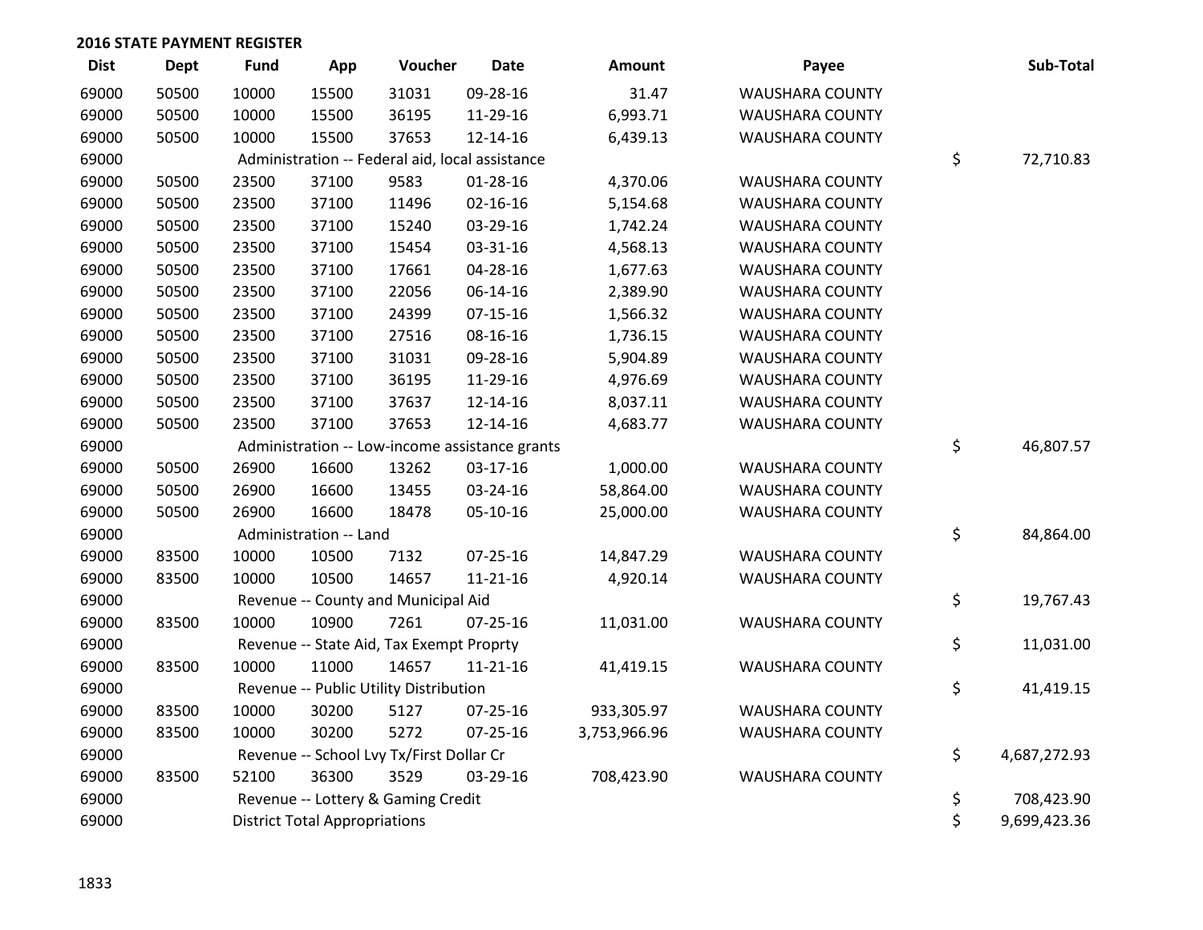**2016 STATE PAYMENT REGISTER**

| Dist | Dept | Fund | App | Voucher | Date | Amount | Payee | Sub-Total |
|---|---|---|---|---|---|---|---|---|
| 69000 | 50500 | 10000 | 15500 | 31031 | 09-28-16 | 31.47 | WAUSHARA COUNTY | |
| 69000 | 50500 | 10000 | 15500 | 36195 | 11-29-16 | 6,993.71 | WAUSHARA COUNTY | |
| 69000 | 50500 | 10000 | 15500 | 37653 | 12-14-16 | 6,439.13 | WAUSHARA COUNTY | |
| 69000 | | Administration -- Federal aid, local assistance | | | | | | $ 72,710.83 |
| 69000 | 50500 | 23500 | 37100 | 9583 | 01-28-16 | 4,370.06 | WAUSHARA COUNTY | |
| 69000 | 50500 | 23500 | 37100 | 11496 | 02-16-16 | 5,154.68 | WAUSHARA COUNTY | |
| 69000 | 50500 | 23500 | 37100 | 15240 | 03-29-16 | 1,742.24 | WAUSHARA COUNTY | |
| 69000 | 50500 | 23500 | 37100 | 15454 | 03-31-16 | 4,568.13 | WAUSHARA COUNTY | |
| 69000 | 50500 | 23500 | 37100 | 17661 | 04-28-16 | 1,677.63 | WAUSHARA COUNTY | |
| 69000 | 50500 | 23500 | 37100 | 22056 | 06-14-16 | 2,389.90 | WAUSHARA COUNTY | |
| 69000 | 50500 | 23500 | 37100 | 24399 | 07-15-16 | 1,566.32 | WAUSHARA COUNTY | |
| 69000 | 50500 | 23500 | 37100 | 27516 | 08-16-16 | 1,736.15 | WAUSHARA COUNTY | |
| 69000 | 50500 | 23500 | 37100 | 31031 | 09-28-16 | 5,904.89 | WAUSHARA COUNTY | |
| 69000 | 50500 | 23500 | 37100 | 36195 | 11-29-16 | 4,976.69 | WAUSHARA COUNTY | |
| 69000 | 50500 | 23500 | 37100 | 37637 | 12-14-16 | 8,037.11 | WAUSHARA COUNTY | |
| 69000 | 50500 | 23500 | 37100 | 37653 | 12-14-16 | 4,683.77 | WAUSHARA COUNTY | |
| 69000 | | Administration -- Low-income assistance grants | | | | | | $ 46,807.57 |
| 69000 | 50500 | 26900 | 16600 | 13262 | 03-17-16 | 1,000.00 | WAUSHARA COUNTY | |
| 69000 | 50500 | 26900 | 16600 | 13455 | 03-24-16 | 58,864.00 | WAUSHARA COUNTY | |
| 69000 | 50500 | 26900 | 16600 | 18478 | 05-10-16 | 25,000.00 | WAUSHARA COUNTY | |
| 69000 | | Administration -- Land | | | | | | $ 84,864.00 |
| 69000 | 83500 | 10000 | 10500 | 7132 | 07-25-16 | 14,847.29 | WAUSHARA COUNTY | |
| 69000 | 83500 | 10000 | 10500 | 14657 | 11-21-16 | 4,920.14 | WAUSHARA COUNTY | |
| 69000 | | Revenue -- County and Municipal Aid | | | | | | $ 19,767.43 |
| 69000 | 83500 | 10000 | 10900 | 7261 | 07-25-16 | 11,031.00 | WAUSHARA COUNTY | |
| 69000 | | Revenue -- State Aid, Tax Exempt Proprty | | | | | | $ 11,031.00 |
| 69000 | 83500 | 10000 | 11000 | 14657 | 11-21-16 | 41,419.15 | WAUSHARA COUNTY | |
| 69000 | | Revenue -- Public Utility Distribution | | | | | | $ 41,419.15 |
| 69000 | 83500 | 10000 | 30200 | 5127 | 07-25-16 | 933,305.97 | WAUSHARA COUNTY | |
| 69000 | 83500 | 10000 | 30200 | 5272 | 07-25-16 | 3,753,966.96 | WAUSHARA COUNTY | |
| 69000 | | Revenue -- School Lvy Tx/First Dollar Cr | | | | | | $ 4,687,272.93 |
| 69000 | 83500 | 52100 | 36300 | 3529 | 03-29-16 | 708,423.90 | WAUSHARA COUNTY | |
| 69000 | | Revenue -- Lottery & Gaming Credit | | | | | | $ 708,423.90 |
| 69000 | | District Total Appropriations | | | | | | $ 9,699,423.36 |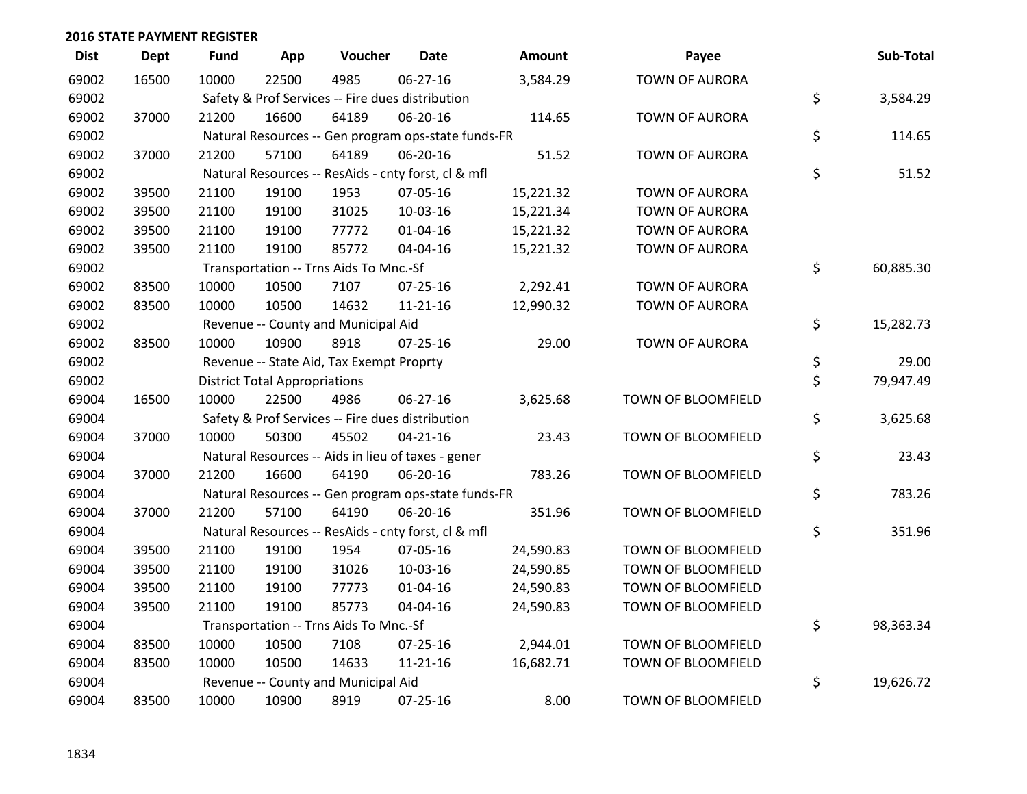## 2016 STATE PAYMENT REGISTER

| Dist | Dept | Fund | App | Voucher | Date | Amount | Payee | Sub-Total |
|---|---|---|---|---|---|---|---|---|
| 69002 | 16500 | 10000 | 22500 | 4985 | 06-27-16 | 3,584.29 | TOWN OF AURORA | |
| 69002 | | Safety & Prof Services -- Fire dues distribution | | | | | | $ 3,584.29 |
| 69002 | 37000 | 21200 | 16600 | 64189 | 06-20-16 | 114.65 | TOWN OF AURORA | |
| 69002 | | Natural Resources -- Gen program ops-state funds-FR | | | | | | $ 114.65 |
| 69002 | 37000 | 21200 | 57100 | 64189 | 06-20-16 | 51.52 | TOWN OF AURORA | |
| 69002 | | Natural Resources -- ResAids - cnty forst, cl & mfl | | | | | | $ 51.52 |
| 69002 | 39500 | 21100 | 19100 | 1953 | 07-05-16 | 15,221.32 | TOWN OF AURORA | |
| 69002 | 39500 | 21100 | 19100 | 31025 | 10-03-16 | 15,221.34 | TOWN OF AURORA | |
| 69002 | 39500 | 21100 | 19100 | 77772 | 01-04-16 | 15,221.32 | TOWN OF AURORA | |
| 69002 | 39500 | 21100 | 19100 | 85772 | 04-04-16 | 15,221.32 | TOWN OF AURORA | |
| 69002 | | Transportation -- Trns Aids To Mnc.-Sf | | | | | | $ 60,885.30 |
| 69002 | 83500 | 10000 | 10500 | 7107 | 07-25-16 | 2,292.41 | TOWN OF AURORA | |
| 69002 | 83500 | 10000 | 10500 | 14632 | 11-21-16 | 12,990.32 | TOWN OF AURORA | |
| 69002 | | Revenue -- County and Municipal Aid | | | | | | $ 15,282.73 |
| 69002 | 83500 | 10000 | 10900 | 8918 | 07-25-16 | 29.00 | TOWN OF AURORA | |
| 69002 | | Revenue -- State Aid, Tax Exempt Proprty | | | | | | $ 29.00 |
| 69002 | | District Total Appropriations | | | | | | $ 79,947.49 |
| 69004 | 16500 | 10000 | 22500 | 4986 | 06-27-16 | 3,625.68 | TOWN OF BLOOMFIELD | |
| 69004 | | Safety & Prof Services -- Fire dues distribution | | | | | | $ 3,625.68 |
| 69004 | 37000 | 10000 | 50300 | 45502 | 04-21-16 | 23.43 | TOWN OF BLOOMFIELD | |
| 69004 | | Natural Resources -- Aids in lieu of taxes - gener | | | | | | $ 23.43 |
| 69004 | 37000 | 21200 | 16600 | 64190 | 06-20-16 | 783.26 | TOWN OF BLOOMFIELD | |
| 69004 | | Natural Resources -- Gen program ops-state funds-FR | | | | | | $ 783.26 |
| 69004 | 37000 | 21200 | 57100 | 64190 | 06-20-16 | 351.96 | TOWN OF BLOOMFIELD | |
| 69004 | | Natural Resources -- ResAids - cnty forst, cl & mfl | | | | | | $ 351.96 |
| 69004 | 39500 | 21100 | 19100 | 1954 | 07-05-16 | 24,590.83 | TOWN OF BLOOMFIELD | |
| 69004 | 39500 | 21100 | 19100 | 31026 | 10-03-16 | 24,590.85 | TOWN OF BLOOMFIELD | |
| 69004 | 39500 | 21100 | 19100 | 77773 | 01-04-16 | 24,590.83 | TOWN OF BLOOMFIELD | |
| 69004 | 39500 | 21100 | 19100 | 85773 | 04-04-16 | 24,590.83 | TOWN OF BLOOMFIELD | |
| 69004 | | Transportation -- Trns Aids To Mnc.-Sf | | | | | | $ 98,363.34 |
| 69004 | 83500 | 10000 | 10500 | 7108 | 07-25-16 | 2,944.01 | TOWN OF BLOOMFIELD | |
| 69004 | 83500 | 10000 | 10500 | 14633 | 11-21-16 | 16,682.71 | TOWN OF BLOOMFIELD | |
| 69004 | | Revenue -- County and Municipal Aid | | | | | | $ 19,626.72 |
| 69004 | 83500 | 10000 | 10900 | 8919 | 07-25-16 | 8.00 | TOWN OF BLOOMFIELD | |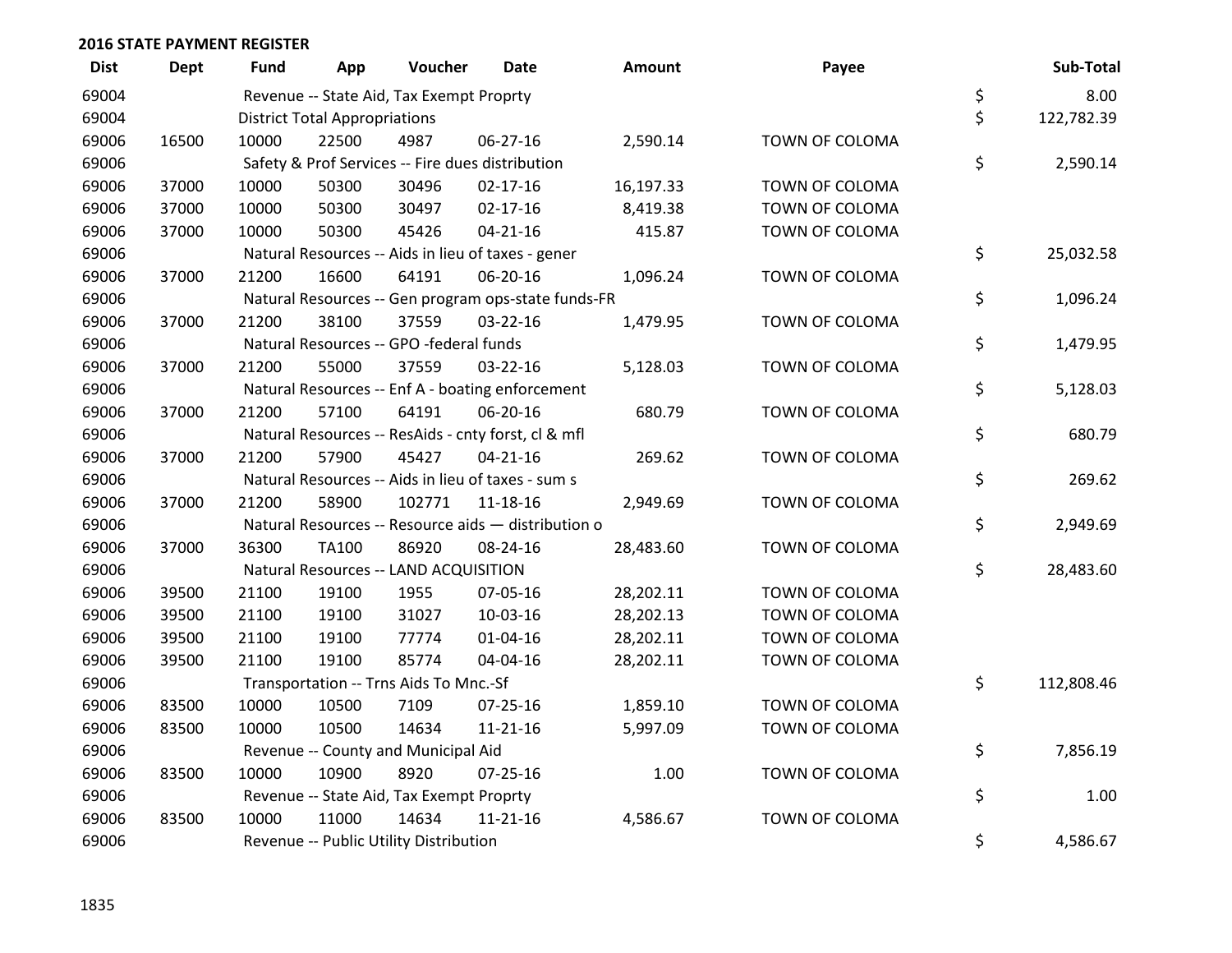## 2016 STATE PAYMENT REGISTER

| Dist | Dept | Fund | App | Voucher | Date | Amount | Payee | | Sub-Total |
|---|---|---|---|---|---|---|---|---|---|
| 69004 | | Revenue -- State Aid, Tax Exempt Proprty | | | | | | $ | 8.00 |
| 69004 | | District Total Appropriations | | | | | | $ | 122,782.39 |
| 69006 | 16500 | 10000 | 22500 | 4987 | 06-27-16 | 2,590.14 | TOWN OF COLOMA | | |
| 69006 | | Safety & Prof Services -- Fire dues distribution | | | | | | $ | 2,590.14 |
| 69006 | 37000 | 10000 | 50300 | 30496 | 02-17-16 | 16,197.33 | TOWN OF COLOMA | | |
| 69006 | 37000 | 10000 | 50300 | 30497 | 02-17-16 | 8,419.38 | TOWN OF COLOMA | | |
| 69006 | 37000 | 10000 | 50300 | 45426 | 04-21-16 | 415.87 | TOWN OF COLOMA | | |
| 69006 | | Natural Resources -- Aids in lieu of taxes - gener | | | | | | $ | 25,032.58 |
| 69006 | 37000 | 21200 | 16600 | 64191 | 06-20-16 | 1,096.24 | TOWN OF COLOMA | | |
| 69006 | | Natural Resources -- Gen program ops-state funds-FR | | | | | | $ | 1,096.24 |
| 69006 | 37000 | 21200 | 38100 | 37559 | 03-22-16 | 1,479.95 | TOWN OF COLOMA | | |
| 69006 | | Natural Resources -- GPO -federal funds | | | | | | $ | 1,479.95 |
| 69006 | 37000 | 21200 | 55000 | 37559 | 03-22-16 | 5,128.03 | TOWN OF COLOMA | | |
| 69006 | | Natural Resources -- Enf A - boating enforcement | | | | | | $ | 5,128.03 |
| 69006 | 37000 | 21200 | 57100 | 64191 | 06-20-16 | 680.79 | TOWN OF COLOMA | | |
| 69006 | | Natural Resources -- ResAids - cnty forst, cl & mfl | | | | | | $ | 680.79 |
| 69006 | 37000 | 21200 | 57900 | 45427 | 04-21-16 | 269.62 | TOWN OF COLOMA | | |
| 69006 | | Natural Resources -- Aids in lieu of taxes - sum s | | | | | | $ | 269.62 |
| 69006 | 37000 | 21200 | 58900 | 102771 | 11-18-16 | 2,949.69 | TOWN OF COLOMA | | |
| 69006 | | Natural Resources -- Resource aids — distribution o | | | | | | $ | 2,949.69 |
| 69006 | 37000 | 36300 | TA100 | 86920 | 08-24-16 | 28,483.60 | TOWN OF COLOMA | | |
| 69006 | | Natural Resources -- LAND ACQUISITION | | | | | | $ | 28,483.60 |
| 69006 | 39500 | 21100 | 19100 | 1955 | 07-05-16 | 28,202.11 | TOWN OF COLOMA | | |
| 69006 | 39500 | 21100 | 19100 | 31027 | 10-03-16 | 28,202.13 | TOWN OF COLOMA | | |
| 69006 | 39500 | 21100 | 19100 | 77774 | 01-04-16 | 28,202.11 | TOWN OF COLOMA | | |
| 69006 | 39500 | 21100 | 19100 | 85774 | 04-04-16 | 28,202.11 | TOWN OF COLOMA | | |
| 69006 | | Transportation -- Trns Aids To Mnc.-Sf | | | | | | $ | 112,808.46 |
| 69006 | 83500 | 10000 | 10500 | 7109 | 07-25-16 | 1,859.10 | TOWN OF COLOMA | | |
| 69006 | 83500 | 10000 | 10500 | 14634 | 11-21-16 | 5,997.09 | TOWN OF COLOMA | | |
| 69006 | | Revenue -- County and Municipal Aid | | | | | | $ | 7,856.19 |
| 69006 | 83500 | 10000 | 10900 | 8920 | 07-25-16 | 1.00 | TOWN OF COLOMA | | |
| 69006 | | Revenue -- State Aid, Tax Exempt Proprty | | | | | | $ | 1.00 |
| 69006 | 83500 | 10000 | 11000 | 14634 | 11-21-16 | 4,586.67 | TOWN OF COLOMA | | |
| 69006 | | Revenue -- Public Utility Distribution | | | | | | $ | 4,586.67 |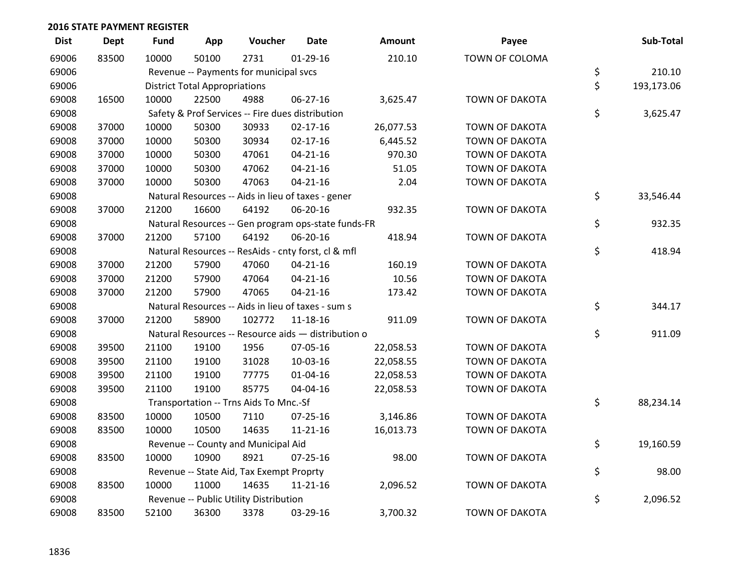## 2016 STATE PAYMENT REGISTER

| Dist | Dept | Fund | App | Voucher | Date | Amount | Payee | Sub-Total |
|---|---|---|---|---|---|---|---|---|
| 69006 | 83500 | 10000 | 50100 | 2731 | 01-29-16 | 210.10 | TOWN OF COLOMA | |
| 69006 | | Revenue -- Payments for municipal svcs | | | | | | $ 210.10 |
| 69006 | | District Total Appropriations | | | | | | $ 193,173.06 |
| 69008 | 16500 | 10000 | 22500 | 4988 | 06-27-16 | 3,625.47 | TOWN OF DAKOTA | |
| 69008 | | Safety & Prof Services -- Fire dues distribution | | | | | | $ 3,625.47 |
| 69008 | 37000 | 10000 | 50300 | 30933 | 02-17-16 | 26,077.53 | TOWN OF DAKOTA | |
| 69008 | 37000 | 10000 | 50300 | 30934 | 02-17-16 | 6,445.52 | TOWN OF DAKOTA | |
| 69008 | 37000 | 10000 | 50300 | 47061 | 04-21-16 | 970.30 | TOWN OF DAKOTA | |
| 69008 | 37000 | 10000 | 50300 | 47062 | 04-21-16 | 51.05 | TOWN OF DAKOTA | |
| 69008 | 37000 | 10000 | 50300 | 47063 | 04-21-16 | 2.04 | TOWN OF DAKOTA | |
| 69008 | | Natural Resources -- Aids in lieu of taxes - gener | | | | | | $ 33,546.44 |
| 69008 | 37000 | 21200 | 16600 | 64192 | 06-20-16 | 932.35 | TOWN OF DAKOTA | |
| 69008 | | Natural Resources -- Gen program ops-state funds-FR | | | | | | $ 932.35 |
| 69008 | 37000 | 21200 | 57100 | 64192 | 06-20-16 | 418.94 | TOWN OF DAKOTA | |
| 69008 | | Natural Resources -- ResAids - cnty forst, cl & mfl | | | | | | $ 418.94 |
| 69008 | 37000 | 21200 | 57900 | 47060 | 04-21-16 | 160.19 | TOWN OF DAKOTA | |
| 69008 | 37000 | 21200 | 57900 | 47064 | 04-21-16 | 10.56 | TOWN OF DAKOTA | |
| 69008 | 37000 | 21200 | 57900 | 47065 | 04-21-16 | 173.42 | TOWN OF DAKOTA | |
| 69008 | | Natural Resources -- Aids in lieu of taxes - sum s | | | | | | $ 344.17 |
| 69008 | 37000 | 21200 | 58900 | 102772 | 11-18-16 | 911.09 | TOWN OF DAKOTA | |
| 69008 | | Natural Resources -- Resource aids — distribution o | | | | | | $ 911.09 |
| 69008 | 39500 | 21100 | 19100 | 1956 | 07-05-16 | 22,058.53 | TOWN OF DAKOTA | |
| 69008 | 39500 | 21100 | 19100 | 31028 | 10-03-16 | 22,058.55 | TOWN OF DAKOTA | |
| 69008 | 39500 | 21100 | 19100 | 77775 | 01-04-16 | 22,058.53 | TOWN OF DAKOTA | |
| 69008 | 39500 | 21100 | 19100 | 85775 | 04-04-16 | 22,058.53 | TOWN OF DAKOTA | |
| 69008 | | Transportation -- Trns Aids To Mnc.-Sf | | | | | | $ 88,234.14 |
| 69008 | 83500 | 10000 | 10500 | 7110 | 07-25-16 | 3,146.86 | TOWN OF DAKOTA | |
| 69008 | 83500 | 10000 | 10500 | 14635 | 11-21-16 | 16,013.73 | TOWN OF DAKOTA | |
| 69008 | | Revenue -- County and Municipal Aid | | | | | | $ 19,160.59 |
| 69008 | 83500 | 10000 | 10900 | 8921 | 07-25-16 | 98.00 | TOWN OF DAKOTA | |
| 69008 | | Revenue -- State Aid, Tax Exempt Proprty | | | | | | $ 98.00 |
| 69008 | 83500 | 10000 | 11000 | 14635 | 11-21-16 | 2,096.52 | TOWN OF DAKOTA | |
| 69008 | | Revenue -- Public Utility Distribution | | | | | | $ 2,096.52 |
| 69008 | 83500 | 52100 | 36300 | 3378 | 03-29-16 | 3,700.32 | TOWN OF DAKOTA | |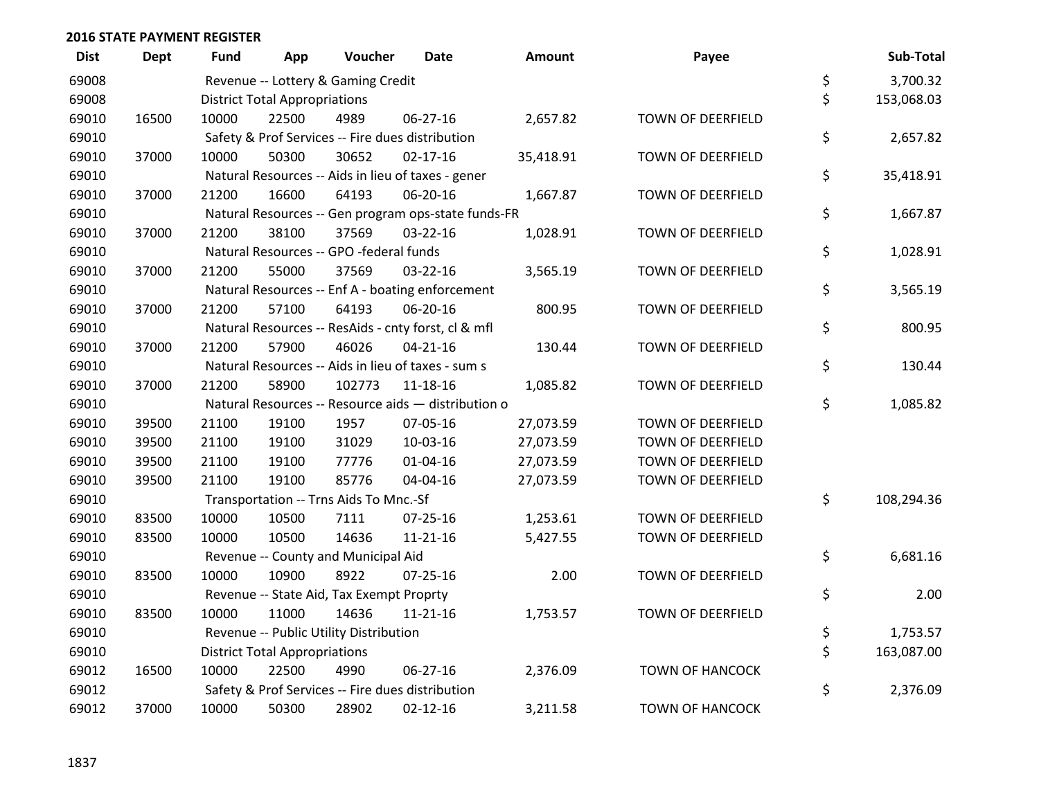## 2016 STATE PAYMENT REGISTER

| Dist | Dept | Fund | App | Voucher | Date | Amount | Payee | Sub-Total |
|---|---|---|---|---|---|---|---|---|
| 69008 | | Revenue -- Lottery & Gaming Credit | | | | | | $ 3,700.32 |
| 69008 | | District Total Appropriations | | | | | | $ 153,068.03 |
| 69010 | 16500 | 10000 | 22500 | 4989 | 06-27-16 | 2,657.82 | TOWN OF DEERFIELD | |
| 69010 | | Safety & Prof Services -- Fire dues distribution | | | | | | $ 2,657.82 |
| 69010 | 37000 | 10000 | 50300 | 30652 | 02-17-16 | 35,418.91 | TOWN OF DEERFIELD | |
| 69010 | | Natural Resources -- Aids in lieu of taxes - gener | | | | | | $ 35,418.91 |
| 69010 | 37000 | 21200 | 16600 | 64193 | 06-20-16 | 1,667.87 | TOWN OF DEERFIELD | |
| 69010 | | Natural Resources -- Gen program ops-state funds-FR | | | | | | $ 1,667.87 |
| 69010 | 37000 | 21200 | 38100 | 37569 | 03-22-16 | 1,028.91 | TOWN OF DEERFIELD | |
| 69010 | | Natural Resources -- GPO -federal funds | | | | | | $ 1,028.91 |
| 69010 | 37000 | 21200 | 55000 | 37569 | 03-22-16 | 3,565.19 | TOWN OF DEERFIELD | |
| 69010 | | Natural Resources -- Enf A - boating enforcement | | | | | | $ 3,565.19 |
| 69010 | 37000 | 21200 | 57100 | 64193 | 06-20-16 | 800.95 | TOWN OF DEERFIELD | |
| 69010 | | Natural Resources -- ResAids - cnty forst, cl & mfl | | | | | | $ 800.95 |
| 69010 | 37000 | 21200 | 57900 | 46026 | 04-21-16 | 130.44 | TOWN OF DEERFIELD | |
| 69010 | | Natural Resources -- Aids in lieu of taxes - sum s | | | | | | $ 130.44 |
| 69010 | 37000 | 21200 | 58900 | 102773 | 11-18-16 | 1,085.82 | TOWN OF DEERFIELD | |
| 69010 | | Natural Resources -- Resource aids — distribution o | | | | | | $ 1,085.82 |
| 69010 | 39500 | 21100 | 19100 | 1957 | 07-05-16 | 27,073.59 | TOWN OF DEERFIELD | |
| 69010 | 39500 | 21100 | 19100 | 31029 | 10-03-16 | 27,073.59 | TOWN OF DEERFIELD | |
| 69010 | 39500 | 21100 | 19100 | 77776 | 01-04-16 | 27,073.59 | TOWN OF DEERFIELD | |
| 69010 | 39500 | 21100 | 19100 | 85776 | 04-04-16 | 27,073.59 | TOWN OF DEERFIELD | |
| 69010 | | Transportation -- Trns Aids To Mnc.-Sf | | | | | | $ 108,294.36 |
| 69010 | 83500 | 10000 | 10500 | 7111 | 07-25-16 | 1,253.61 | TOWN OF DEERFIELD | |
| 69010 | 83500 | 10000 | 10500 | 14636 | 11-21-16 | 5,427.55 | TOWN OF DEERFIELD | |
| 69010 | | Revenue -- County and Municipal Aid | | | | | | $ 6,681.16 |
| 69010 | 83500 | 10000 | 10900 | 8922 | 07-25-16 | 2.00 | TOWN OF DEERFIELD | |
| 69010 | | Revenue -- State Aid, Tax Exempt Proprty | | | | | | $ 2.00 |
| 69010 | 83500 | 10000 | 11000 | 14636 | 11-21-16 | 1,753.57 | TOWN OF DEERFIELD | |
| 69010 | | Revenue -- Public Utility Distribution | | | | | | $ 1,753.57 |
| 69010 | | District Total Appropriations | | | | | | $ 163,087.00 |
| 69012 | 16500 | 10000 | 22500 | 4990 | 06-27-16 | 2,376.09 | TOWN OF HANCOCK | |
| 69012 | | Safety & Prof Services -- Fire dues distribution | | | | | | $ 2,376.09 |
| 69012 | 37000 | 10000 | 50300 | 28902 | 02-12-16 | 3,211.58 | TOWN OF HANCOCK | |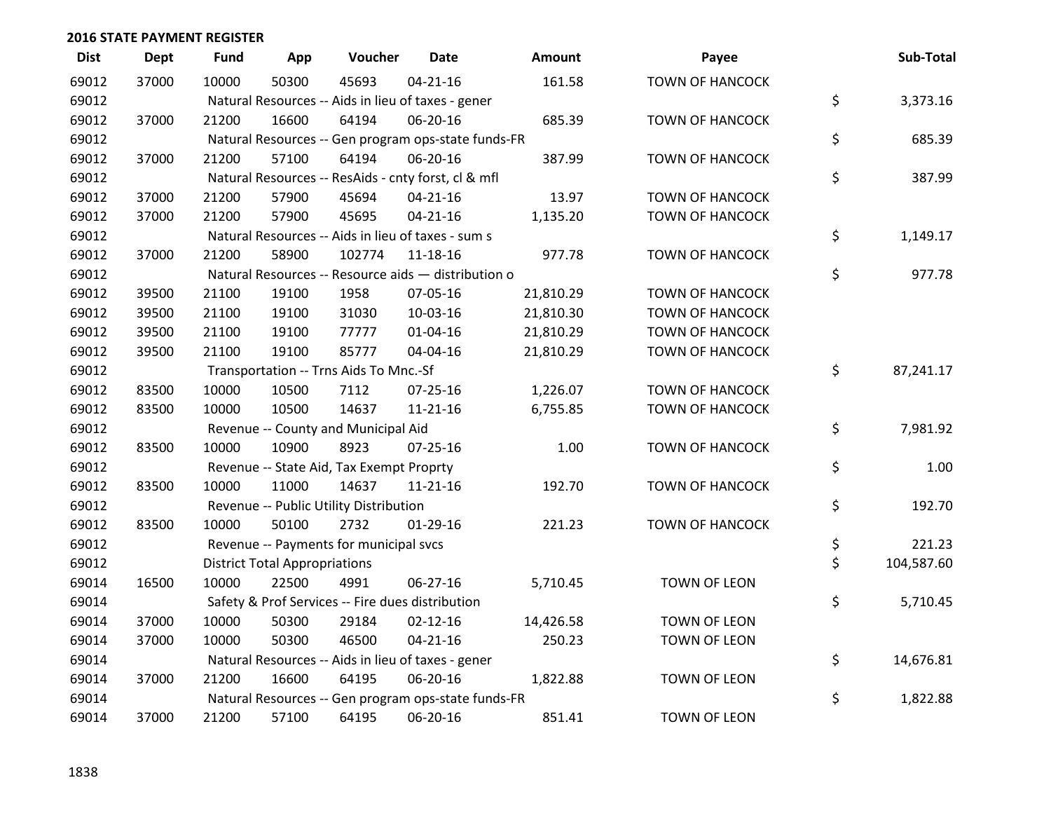## 2016 STATE PAYMENT REGISTER

| Dist | Dept | Fund | App | Voucher | Date | Amount | Payee | Sub-Total |
|---|---|---|---|---|---|---|---|---|
| 69012 | 37000 | 10000 | 50300 | 45693 | 04-21-16 | 161.58 | TOWN OF HANCOCK | |
| 69012 | | Natural Resources -- Aids in lieu of taxes - gener | | | | | | $ 3,373.16 |
| 69012 | 37000 | 21200 | 16600 | 64194 | 06-20-16 | 685.39 | TOWN OF HANCOCK | |
| 69012 | | Natural Resources -- Gen program ops-state funds-FR | | | | | | $ 685.39 |
| 69012 | 37000 | 21200 | 57100 | 64194 | 06-20-16 | 387.99 | TOWN OF HANCOCK | |
| 69012 | | Natural Resources -- ResAids - cnty forst, cl & mfl | | | | | | $ 387.99 |
| 69012 | 37000 | 21200 | 57900 | 45694 | 04-21-16 | 13.97 | TOWN OF HANCOCK | |
| 69012 | 37000 | 21200 | 57900 | 45695 | 04-21-16 | 1,135.20 | TOWN OF HANCOCK | |
| 69012 | | Natural Resources -- Aids in lieu of taxes - sum s | | | | | | $ 1,149.17 |
| 69012 | 37000 | 21200 | 58900 | 102774 | 11-18-16 | 977.78 | TOWN OF HANCOCK | |
| 69012 | | Natural Resources -- Resource aids — distribution o | | | | | | $ 977.78 |
| 69012 | 39500 | 21100 | 19100 | 1958 | 07-05-16 | 21,810.29 | TOWN OF HANCOCK | |
| 69012 | 39500 | 21100 | 19100 | 31030 | 10-03-16 | 21,810.30 | TOWN OF HANCOCK | |
| 69012 | 39500 | 21100 | 19100 | 77777 | 01-04-16 | 21,810.29 | TOWN OF HANCOCK | |
| 69012 | 39500 | 21100 | 19100 | 85777 | 04-04-16 | 21,810.29 | TOWN OF HANCOCK | |
| 69012 | | Transportation -- Trns Aids To Mnc.-Sf | | | | | | $ 87,241.17 |
| 69012 | 83500 | 10000 | 10500 | 7112 | 07-25-16 | 1,226.07 | TOWN OF HANCOCK | |
| 69012 | 83500 | 10000 | 10500 | 14637 | 11-21-16 | 6,755.85 | TOWN OF HANCOCK | |
| 69012 | | Revenue -- County and Municipal Aid | | | | | | $ 7,981.92 |
| 69012 | 83500 | 10000 | 10900 | 8923 | 07-25-16 | 1.00 | TOWN OF HANCOCK | |
| 69012 | | Revenue -- State Aid, Tax Exempt Proprty | | | | | | $ 1.00 |
| 69012 | 83500 | 10000 | 11000 | 14637 | 11-21-16 | 192.70 | TOWN OF HANCOCK | |
| 69012 | | Revenue -- Public Utility Distribution | | | | | | $ 192.70 |
| 69012 | 83500 | 10000 | 50100 | 2732 | 01-29-16 | 221.23 | TOWN OF HANCOCK | |
| 69012 | | Revenue -- Payments for municipal svcs | | | | | | $ 221.23 |
| 69012 | | District Total Appropriations | | | | | | $ 104,587.60 |
| 69014 | 16500 | 10000 | 22500 | 4991 | 06-27-16 | 5,710.45 | TOWN OF LEON | |
| 69014 | | Safety & Prof Services -- Fire dues distribution | | | | | | $ 5,710.45 |
| 69014 | 37000 | 10000 | 50300 | 29184 | 02-12-16 | 14,426.58 | TOWN OF LEON | |
| 69014 | 37000 | 10000 | 50300 | 46500 | 04-21-16 | 250.23 | TOWN OF LEON | |
| 69014 | | Natural Resources -- Aids in lieu of taxes - gener | | | | | | $ 14,676.81 |
| 69014 | 37000 | 21200 | 16600 | 64195 | 06-20-16 | 1,822.88 | TOWN OF LEON | |
| 69014 | | Natural Resources -- Gen program ops-state funds-FR | | | | | | $ 1,822.88 |
| 69014 | 37000 | 21200 | 57100 | 64195 | 06-20-16 | 851.41 | TOWN OF LEON | |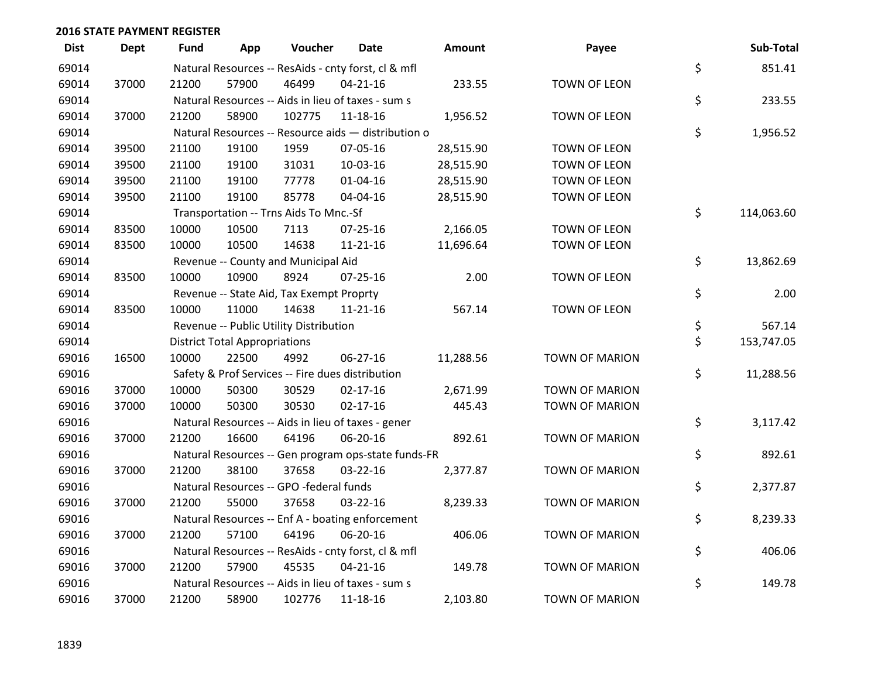**2016 STATE PAYMENT REGISTER**

| Dist | Dept | Fund | App | Voucher | Date | Amount | Payee | | Sub-Total |
|---|---|---|---|---|---|---|---|---|---|
| 69014 | | Natural Resources -- ResAids - cnty forst, cl & mfl | | | | | | $ | 851.41 |
| 69014 | 37000 | 21200 | 57900 | 46499 | 04-21-16 | 233.55 | TOWN OF LEON | | |
| 69014 | | Natural Resources -- Aids in lieu of taxes - sum s | | | | | | $ | 233.55 |
| 69014 | 37000 | 21200 | 58900 | 102775 | 11-18-16 | 1,956.52 | TOWN OF LEON | | |
| 69014 | | Natural Resources -- Resource aids — distribution o | | | | | | $ | 1,956.52 |
| 69014 | 39500 | 21100 | 19100 | 1959 | 07-05-16 | 28,515.90 | TOWN OF LEON | | |
| 69014 | 39500 | 21100 | 19100 | 31031 | 10-03-16 | 28,515.90 | TOWN OF LEON | | |
| 69014 | 39500 | 21100 | 19100 | 77778 | 01-04-16 | 28,515.90 | TOWN OF LEON | | |
| 69014 | 39500 | 21100 | 19100 | 85778 | 04-04-16 | 28,515.90 | TOWN OF LEON | | |
| 69014 | | Transportation -- Trns Aids To Mnc.-Sf | | | | | | $ | 114,063.60 |
| 69014 | 83500 | 10000 | 10500 | 7113 | 07-25-16 | 2,166.05 | TOWN OF LEON | | |
| 69014 | 83500 | 10000 | 10500 | 14638 | 11-21-16 | 11,696.64 | TOWN OF LEON | | |
| 69014 | | Revenue -- County and Municipal Aid | | | | | | $ | 13,862.69 |
| 69014 | 83500 | 10000 | 10900 | 8924 | 07-25-16 | 2.00 | TOWN OF LEON | | |
| 69014 | | Revenue -- State Aid, Tax Exempt Proprty | | | | | | $ | 2.00 |
| 69014 | 83500 | 10000 | 11000 | 14638 | 11-21-16 | 567.14 | TOWN OF LEON | | |
| 69014 | | Revenue -- Public Utility Distribution | | | | | | $ | 567.14 |
| 69014 | | District Total Appropriations | | | | | | $ | 153,747.05 |
| 69016 | 16500 | 10000 | 22500 | 4992 | 06-27-16 | 11,288.56 | TOWN OF MARION | | |
| 69016 | | Safety & Prof Services -- Fire dues distribution | | | | | | $ | 11,288.56 |
| 69016 | 37000 | 10000 | 50300 | 30529 | 02-17-16 | 2,671.99 | TOWN OF MARION | | |
| 69016 | 37000 | 10000 | 50300 | 30530 | 02-17-16 | 445.43 | TOWN OF MARION | | |
| 69016 | | Natural Resources -- Aids in lieu of taxes - gener | | | | | | $ | 3,117.42 |
| 69016 | 37000 | 21200 | 16600 | 64196 | 06-20-16 | 892.61 | TOWN OF MARION | | |
| 69016 | | Natural Resources -- Gen program ops-state funds-FR | | | | | | $ | 892.61 |
| 69016 | 37000 | 21200 | 38100 | 37658 | 03-22-16 | 2,377.87 | TOWN OF MARION | | |
| 69016 | | Natural Resources -- GPO -federal funds | | | | | | $ | 2,377.87 |
| 69016 | 37000 | 21200 | 55000 | 37658 | 03-22-16 | 8,239.33 | TOWN OF MARION | | |
| 69016 | | Natural Resources -- Enf A - boating enforcement | | | | | | $ | 8,239.33 |
| 69016 | 37000 | 21200 | 57100 | 64196 | 06-20-16 | 406.06 | TOWN OF MARION | | |
| 69016 | | Natural Resources -- ResAids - cnty forst, cl & mfl | | | | | | $ | 406.06 |
| 69016 | 37000 | 21200 | 57900 | 45535 | 04-21-16 | 149.78 | TOWN OF MARION | | |
| 69016 | | Natural Resources -- Aids in lieu of taxes - sum s | | | | | | $ | 149.78 |
| 69016 | 37000 | 21200 | 58900 | 102776 | 11-18-16 | 2,103.80 | TOWN OF MARION | | |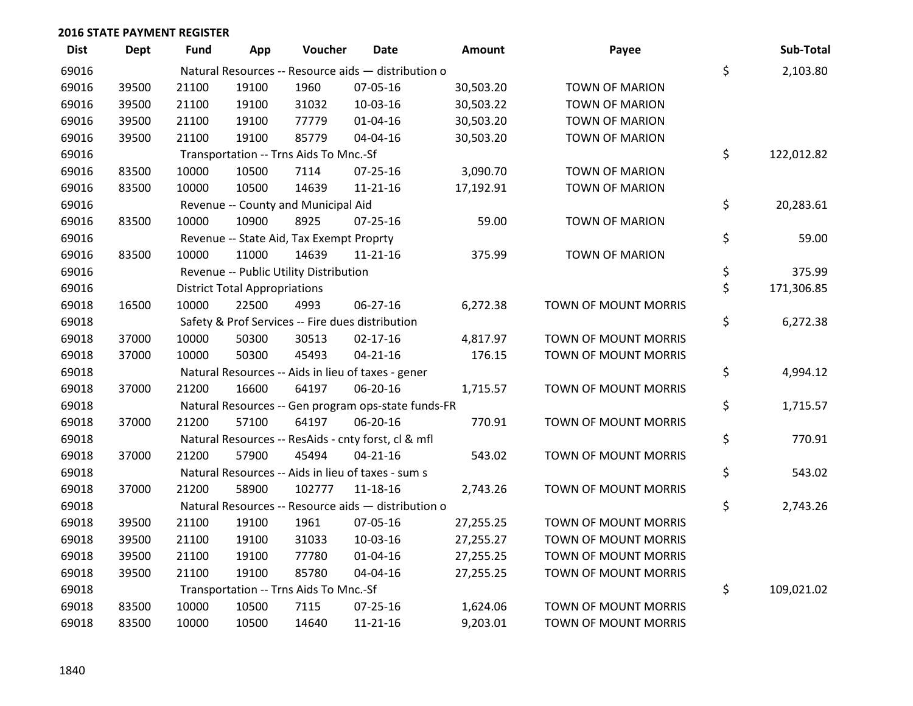**2016 STATE PAYMENT REGISTER**

| Dist | Dept | Fund | App | Voucher | Date | Amount | Payee | | Sub-Total |
|---|---|---|---|---|---|---|---|---|---|
| 69016 | | Natural Resources -- Resource aids — distribution o | | | | | | $ | 2,103.80 |
| 69016 | 39500 | 21100 | 19100 | 1960 | 07-05-16 | 30,503.20 | TOWN OF MARION | | |
| 69016 | 39500 | 21100 | 19100 | 31032 | 10-03-16 | 30,503.22 | TOWN OF MARION | | |
| 69016 | 39500 | 21100 | 19100 | 77779 | 01-04-16 | 30,503.20 | TOWN OF MARION | | |
| 69016 | 39500 | 21100 | 19100 | 85779 | 04-04-16 | 30,503.20 | TOWN OF MARION | | |
| 69016 | | Transportation -- Trns Aids To Mnc.-Sf | | | | | | $ | 122,012.82 |
| 69016 | 83500 | 10000 | 10500 | 7114 | 07-25-16 | 3,090.70 | TOWN OF MARION | | |
| 69016 | 83500 | 10000 | 10500 | 14639 | 11-21-16 | 17,192.91 | TOWN OF MARION | | |
| 69016 | | Revenue -- County and Municipal Aid | | | | | | $ | 20,283.61 |
| 69016 | 83500 | 10000 | 10900 | 8925 | 07-25-16 | 59.00 | TOWN OF MARION | | |
| 69016 | | Revenue -- State Aid, Tax Exempt Proprty | | | | | | $ | 59.00 |
| 69016 | 83500 | 10000 | 11000 | 14639 | 11-21-16 | 375.99 | TOWN OF MARION | | |
| 69016 | | Revenue -- Public Utility Distribution | | | | | | $ | 375.99 |
| 69016 | | District Total Appropriations | | | | | | $ | 171,306.85 |
| 69018 | 16500 | 10000 | 22500 | 4993 | 06-27-16 | 6,272.38 | TOWN OF MOUNT MORRIS | | |
| 69018 | | Safety & Prof Services -- Fire dues distribution | | | | | | $ | 6,272.38 |
| 69018 | 37000 | 10000 | 50300 | 30513 | 02-17-16 | 4,817.97 | TOWN OF MOUNT MORRIS | | |
| 69018 | 37000 | 10000 | 50300 | 45493 | 04-21-16 | 176.15 | TOWN OF MOUNT MORRIS | | |
| 69018 | | Natural Resources -- Aids in lieu of taxes - gener | | | | | | $ | 4,994.12 |
| 69018 | 37000 | 21200 | 16600 | 64197 | 06-20-16 | 1,715.57 | TOWN OF MOUNT MORRIS | | |
| 69018 | | Natural Resources -- Gen program ops-state funds-FR | | | | | | $ | 1,715.57 |
| 69018 | 37000 | 21200 | 57100 | 64197 | 06-20-16 | 770.91 | TOWN OF MOUNT MORRIS | | |
| 69018 | | Natural Resources -- ResAids - cnty forst, cl & mfl | | | | | | $ | 770.91 |
| 69018 | 37000 | 21200 | 57900 | 45494 | 04-21-16 | 543.02 | TOWN OF MOUNT MORRIS | | |
| 69018 | | Natural Resources -- Aids in lieu of taxes - sum s | | | | | | $ | 543.02 |
| 69018 | 37000 | 21200 | 58900 | 102777 | 11-18-16 | 2,743.26 | TOWN OF MOUNT MORRIS | | |
| 69018 | | Natural Resources -- Resource aids — distribution o | | | | | | $ | 2,743.26 |
| 69018 | 39500 | 21100 | 19100 | 1961 | 07-05-16 | 27,255.25 | TOWN OF MOUNT MORRIS | | |
| 69018 | 39500 | 21100 | 19100 | 31033 | 10-03-16 | 27,255.27 | TOWN OF MOUNT MORRIS | | |
| 69018 | 39500 | 21100 | 19100 | 77780 | 01-04-16 | 27,255.25 | TOWN OF MOUNT MORRIS | | |
| 69018 | 39500 | 21100 | 19100 | 85780 | 04-04-16 | 27,255.25 | TOWN OF MOUNT MORRIS | | |
| 69018 | | Transportation -- Trns Aids To Mnc.-Sf | | | | | | $ | 109,021.02 |
| 69018 | 83500 | 10000 | 10500 | 7115 | 07-25-16 | 1,624.06 | TOWN OF MOUNT MORRIS | | |
| 69018 | 83500 | 10000 | 10500 | 14640 | 11-21-16 | 9,203.01 | TOWN OF MOUNT MORRIS | | |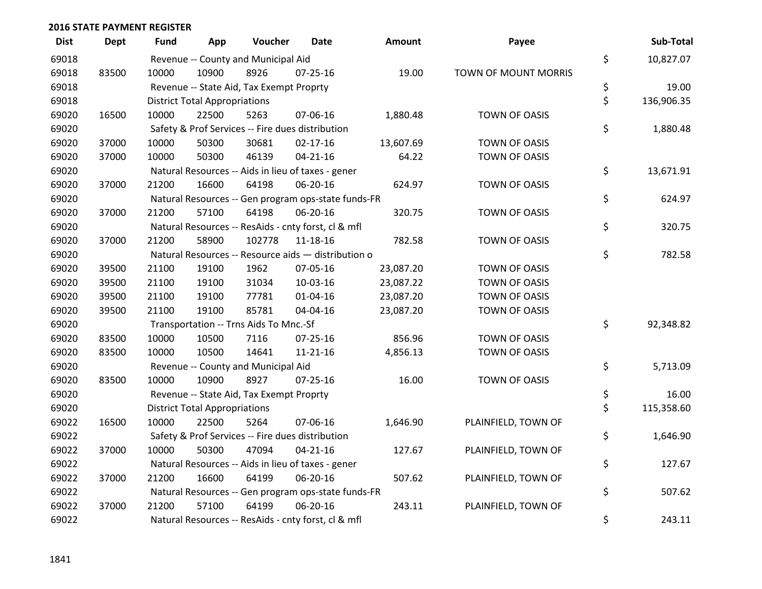**2016 STATE PAYMENT REGISTER**

| Dist | Dept | Fund | App | Voucher | Date | Amount | Payee | | Sub-Total |
|---|---|---|---|---|---|---|---|---|---|
| 69018 | | Revenue -- County and Municipal Aid | | | | | | $ | 10,827.07 |
| 69018 | 83500 | 10000 | 10900 | 8926 | 07-25-16 | 19.00 | TOWN OF MOUNT MORRIS | | |
| 69018 | | Revenue -- State Aid, Tax Exempt Proprty | | | | | | $ | 19.00 |
| 69018 | | District Total Appropriations | | | | | | $ | 136,906.35 |
| 69020 | 16500 | 10000 | 22500 | 5263 | 07-06-16 | 1,880.48 | TOWN OF OASIS | | |
| 69020 | | Safety & Prof Services -- Fire dues distribution | | | | | | $ | 1,880.48 |
| 69020 | 37000 | 10000 | 50300 | 30681 | 02-17-16 | 13,607.69 | TOWN OF OASIS | | |
| 69020 | 37000 | 10000 | 50300 | 46139 | 04-21-16 | 64.22 | TOWN OF OASIS | | |
| 69020 | | Natural Resources -- Aids in lieu of taxes - gener | | | | | | $ | 13,671.91 |
| 69020 | 37000 | 21200 | 16600 | 64198 | 06-20-16 | 624.97 | TOWN OF OASIS | | |
| 69020 | | Natural Resources -- Gen program ops-state funds-FR | | | | | | $ | 624.97 |
| 69020 | 37000 | 21200 | 57100 | 64198 | 06-20-16 | 320.75 | TOWN OF OASIS | | |
| 69020 | | Natural Resources -- ResAids - cnty forst, cl & mfl | | | | | | $ | 320.75 |
| 69020 | 37000 | 21200 | 58900 | 102778 | 11-18-16 | 782.58 | TOWN OF OASIS | | |
| 69020 | | Natural Resources -- Resource aids — distribution o | | | | | | $ | 782.58 |
| 69020 | 39500 | 21100 | 19100 | 1962 | 07-05-16 | 23,087.20 | TOWN OF OASIS | | |
| 69020 | 39500 | 21100 | 19100 | 31034 | 10-03-16 | 23,087.22 | TOWN OF OASIS | | |
| 69020 | 39500 | 21100 | 19100 | 77781 | 01-04-16 | 23,087.20 | TOWN OF OASIS | | |
| 69020 | 39500 | 21100 | 19100 | 85781 | 04-04-16 | 23,087.20 | TOWN OF OASIS | | |
| 69020 | | Transportation -- Trns Aids To Mnc.-Sf | | | | | | $ | 92,348.82 |
| 69020 | 83500 | 10000 | 10500 | 7116 | 07-25-16 | 856.96 | TOWN OF OASIS | | |
| 69020 | 83500 | 10000 | 10500 | 14641 | 11-21-16 | 4,856.13 | TOWN OF OASIS | | |
| 69020 | | Revenue -- County and Municipal Aid | | | | | | $ | 5,713.09 |
| 69020 | 83500 | 10000 | 10900 | 8927 | 07-25-16 | 16.00 | TOWN OF OASIS | | |
| 69020 | | Revenue -- State Aid, Tax Exempt Proprty | | | | | | $ | 16.00 |
| 69020 | | District Total Appropriations | | | | | | $ | 115,358.60 |
| 69022 | 16500 | 10000 | 22500 | 5264 | 07-06-16 | 1,646.90 | PLAINFIELD, TOWN OF | | |
| 69022 | | Safety & Prof Services -- Fire dues distribution | | | | | | $ | 1,646.90 |
| 69022 | 37000 | 10000 | 50300 | 47094 | 04-21-16 | 127.67 | PLAINFIELD, TOWN OF | | |
| 69022 | | Natural Resources -- Aids in lieu of taxes - gener | | | | | | $ | 127.67 |
| 69022 | 37000 | 21200 | 16600 | 64199 | 06-20-16 | 507.62 | PLAINFIELD, TOWN OF | | |
| 69022 | | Natural Resources -- Gen program ops-state funds-FR | | | | | | $ | 507.62 |
| 69022 | 37000 | 21200 | 57100 | 64199 | 06-20-16 | 243.11 | PLAINFIELD, TOWN OF | | |
| 69022 | | Natural Resources -- ResAids - cnty forst, cl & mfl | | | | | | $ | 243.11 |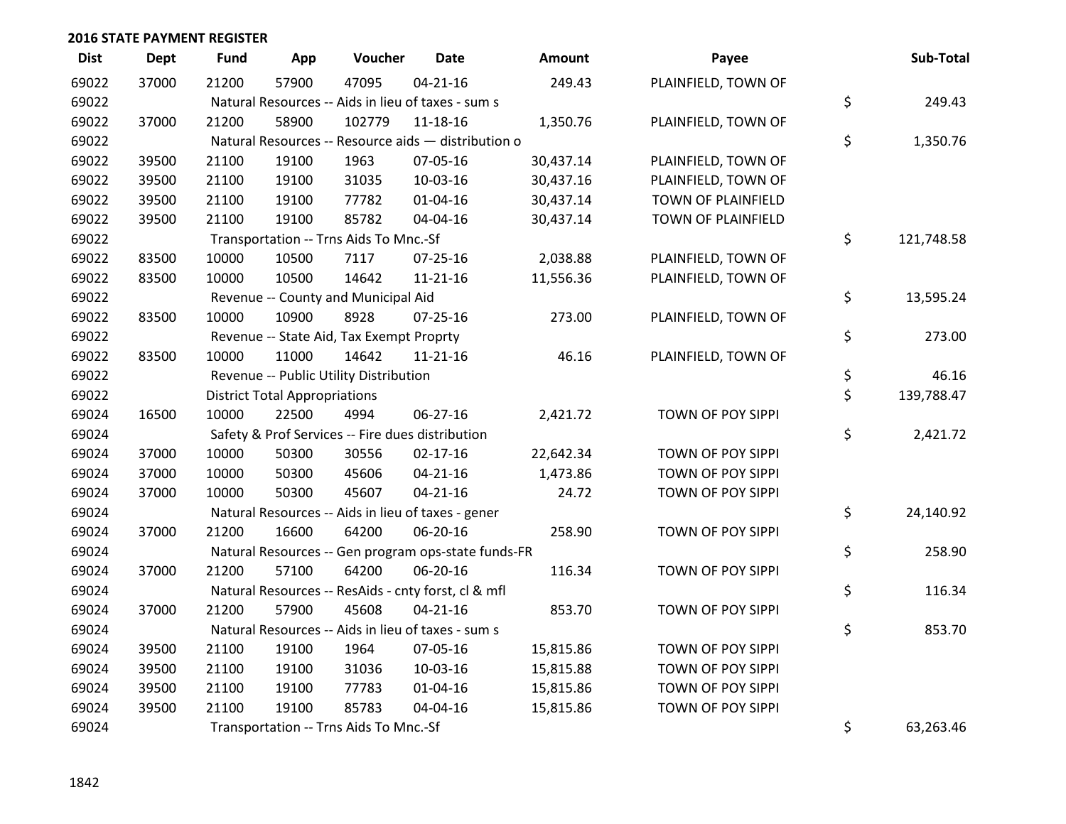## 2016 STATE PAYMENT REGISTER

| Dist | Dept | Fund | App | Voucher | Date | Amount | Payee | Sub-Total |
|---|---|---|---|---|---|---|---|---|
| 69022 | 37000 | 21200 | 57900 | 47095 | 04-21-16 | 249.43 | PLAINFIELD, TOWN OF | |
| 69022 | | Natural Resources -- Aids in lieu of taxes - sum s | | | | | | $ 249.43 |
| 69022 | 37000 | 21200 | 58900 | 102779 | 11-18-16 | 1,350.76 | PLAINFIELD, TOWN OF | |
| 69022 | | Natural Resources -- Resource aids — distribution o | | | | | | $ 1,350.76 |
| 69022 | 39500 | 21100 | 19100 | 1963 | 07-05-16 | 30,437.14 | PLAINFIELD, TOWN OF | |
| 69022 | 39500 | 21100 | 19100 | 31035 | 10-03-16 | 30,437.16 | PLAINFIELD, TOWN OF | |
| 69022 | 39500 | 21100 | 19100 | 77782 | 01-04-16 | 30,437.14 | TOWN OF PLAINFIELD | |
| 69022 | 39500 | 21100 | 19100 | 85782 | 04-04-16 | 30,437.14 | TOWN OF PLAINFIELD | |
| 69022 | | Transportation -- Trns Aids To Mnc.-Sf | | | | | | $ 121,748.58 |
| 69022 | 83500 | 10000 | 10500 | 7117 | 07-25-16 | 2,038.88 | PLAINFIELD, TOWN OF | |
| 69022 | 83500 | 10000 | 10500 | 14642 | 11-21-16 | 11,556.36 | PLAINFIELD, TOWN OF | |
| 69022 | | Revenue -- County and Municipal Aid | | | | | | $ 13,595.24 |
| 69022 | 83500 | 10000 | 10900 | 8928 | 07-25-16 | 273.00 | PLAINFIELD, TOWN OF | |
| 69022 | | Revenue -- State Aid, Tax Exempt Proprty | | | | | | $ 273.00 |
| 69022 | 83500 | 10000 | 11000 | 14642 | 11-21-16 | 46.16 | PLAINFIELD, TOWN OF | |
| 69022 | | Revenue -- Public Utility Distribution | | | | | | $ 46.16 |
| 69022 | | District Total Appropriations | | | | | | $ 139,788.47 |
| 69024 | 16500 | 10000 | 22500 | 4994 | 06-27-16 | 2,421.72 | TOWN OF POY SIPPI | |
| 69024 | | Safety & Prof Services -- Fire dues distribution | | | | | | $ 2,421.72 |
| 69024 | 37000 | 10000 | 50300 | 30556 | 02-17-16 | 22,642.34 | TOWN OF POY SIPPI | |
| 69024 | 37000 | 10000 | 50300 | 45606 | 04-21-16 | 1,473.86 | TOWN OF POY SIPPI | |
| 69024 | 37000 | 10000 | 50300 | 45607 | 04-21-16 | 24.72 | TOWN OF POY SIPPI | |
| 69024 | | Natural Resources -- Aids in lieu of taxes - gener | | | | | | $ 24,140.92 |
| 69024 | 37000 | 21200 | 16600 | 64200 | 06-20-16 | 258.90 | TOWN OF POY SIPPI | |
| 69024 | | Natural Resources -- Gen program ops-state funds-FR | | | | | | $ 258.90 |
| 69024 | 37000 | 21200 | 57100 | 64200 | 06-20-16 | 116.34 | TOWN OF POY SIPPI | |
| 69024 | | Natural Resources -- ResAids - cnty forst, cl & mfl | | | | | | $ 116.34 |
| 69024 | 37000 | 21200 | 57900 | 45608 | 04-21-16 | 853.70 | TOWN OF POY SIPPI | |
| 69024 | | Natural Resources -- Aids in lieu of taxes - sum s | | | | | | $ 853.70 |
| 69024 | 39500 | 21100 | 19100 | 1964 | 07-05-16 | 15,815.86 | TOWN OF POY SIPPI | |
| 69024 | 39500 | 21100 | 19100 | 31036 | 10-03-16 | 15,815.88 | TOWN OF POY SIPPI | |
| 69024 | 39500 | 21100 | 19100 | 77783 | 01-04-16 | 15,815.86 | TOWN OF POY SIPPI | |
| 69024 | 39500 | 21100 | 19100 | 85783 | 04-04-16 | 15,815.86 | TOWN OF POY SIPPI | |
| 69024 | | Transportation -- Trns Aids To Mnc.-Sf | | | | | | $ 63,263.46 |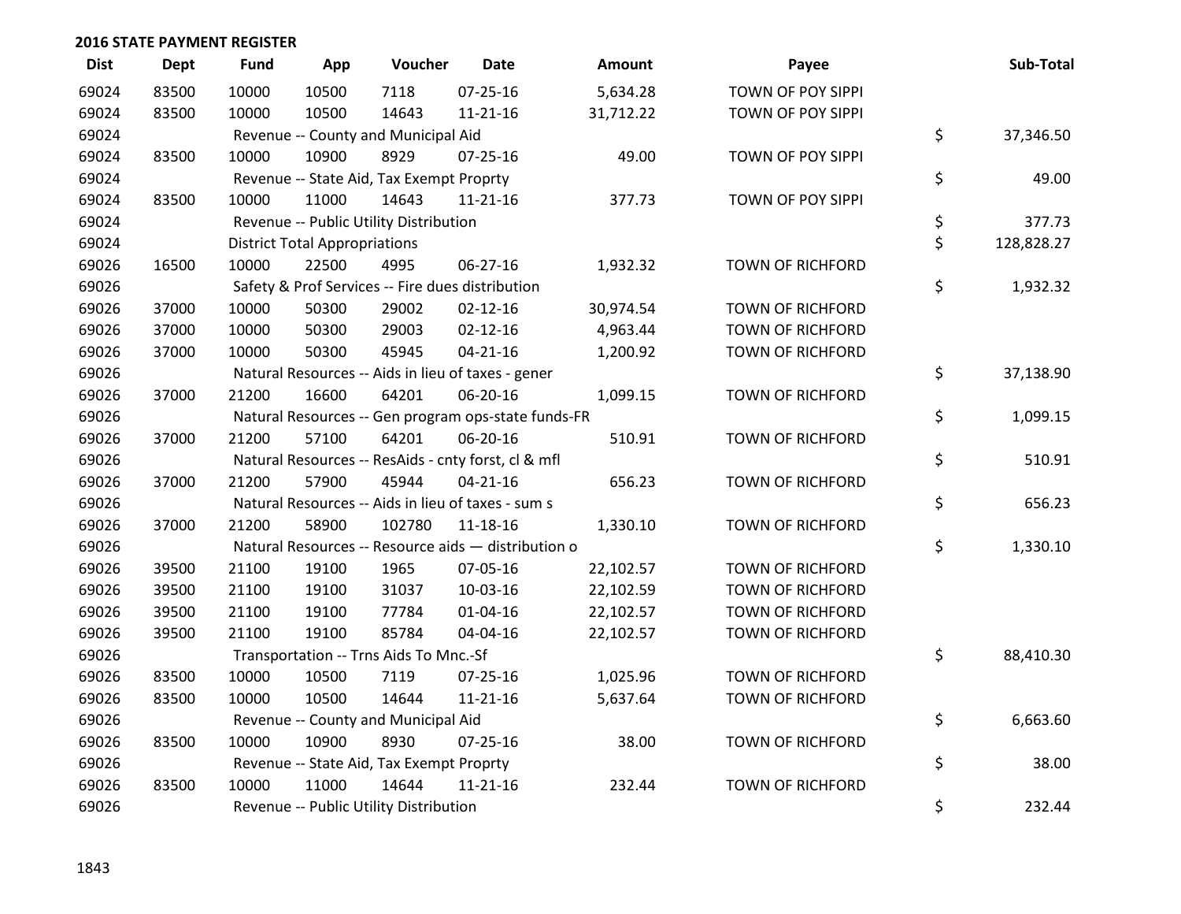## 2016 STATE PAYMENT REGISTER

| Dist | Dept | Fund | App | Voucher | Date | Amount | Payee | Sub-Total |
|---|---|---|---|---|---|---|---|---|
| 69024 | 83500 | 10000 | 10500 | 7118 | 07-25-16 | 5,634.28 | TOWN OF POY SIPPI | |
| 69024 | 83500 | 10000 | 10500 | 14643 | 11-21-16 | 31,712.22 | TOWN OF POY SIPPI | |
| 69024 | | Revenue -- County and Municipal Aid | | | | | | $ 37,346.50 |
| 69024 | 83500 | 10000 | 10900 | 8929 | 07-25-16 | 49.00 | TOWN OF POY SIPPI | |
| 69024 | | Revenue -- State Aid, Tax Exempt Proprty | | | | | | $ 49.00 |
| 69024 | 83500 | 10000 | 11000 | 14643 | 11-21-16 | 377.73 | TOWN OF POY SIPPI | |
| 69024 | | Revenue -- Public Utility Distribution | | | | | | $ 377.73 |
| 69024 | | District Total Appropriations | | | | | | $ 128,828.27 |
| 69026 | 16500 | 10000 | 22500 | 4995 | 06-27-16 | 1,932.32 | TOWN OF RICHFORD | |
| 69026 | | Safety & Prof Services -- Fire dues distribution | | | | | | $ 1,932.32 |
| 69026 | 37000 | 10000 | 50300 | 29002 | 02-12-16 | 30,974.54 | TOWN OF RICHFORD | |
| 69026 | 37000 | 10000 | 50300 | 29003 | 02-12-16 | 4,963.44 | TOWN OF RICHFORD | |
| 69026 | 37000 | 10000 | 50300 | 45945 | 04-21-16 | 1,200.92 | TOWN OF RICHFORD | |
| 69026 | | Natural Resources -- Aids in lieu of taxes - gener | | | | | | $ 37,138.90 |
| 69026 | 37000 | 21200 | 16600 | 64201 | 06-20-16 | 1,099.15 | TOWN OF RICHFORD | |
| 69026 | | Natural Resources -- Gen program ops-state funds-FR | | | | | | $ 1,099.15 |
| 69026 | 37000 | 21200 | 57100 | 64201 | 06-20-16 | 510.91 | TOWN OF RICHFORD | |
| 69026 | | Natural Resources -- ResAids - cnty forst, cl & mfl | | | | | | $ 510.91 |
| 69026 | 37000 | 21200 | 57900 | 45944 | 04-21-16 | 656.23 | TOWN OF RICHFORD | |
| 69026 | | Natural Resources -- Aids in lieu of taxes - sum s | | | | | | $ 656.23 |
| 69026 | 37000 | 21200 | 58900 | 102780 | 11-18-16 | 1,330.10 | TOWN OF RICHFORD | |
| 69026 | | Natural Resources -- Resource aids — distribution o | | | | | | $ 1,330.10 |
| 69026 | 39500 | 21100 | 19100 | 1965 | 07-05-16 | 22,102.57 | TOWN OF RICHFORD | |
| 69026 | 39500 | 21100 | 19100 | 31037 | 10-03-16 | 22,102.59 | TOWN OF RICHFORD | |
| 69026 | 39500 | 21100 | 19100 | 77784 | 01-04-16 | 22,102.57 | TOWN OF RICHFORD | |
| 69026 | 39500 | 21100 | 19100 | 85784 | 04-04-16 | 22,102.57 | TOWN OF RICHFORD | |
| 69026 | | Transportation -- Trns Aids To Mnc.-Sf | | | | | | $ 88,410.30 |
| 69026 | 83500 | 10000 | 10500 | 7119 | 07-25-16 | 1,025.96 | TOWN OF RICHFORD | |
| 69026 | 83500 | 10000 | 10500 | 14644 | 11-21-16 | 5,637.64 | TOWN OF RICHFORD | |
| 69026 | | Revenue -- County and Municipal Aid | | | | | | $ 6,663.60 |
| 69026 | 83500 | 10000 | 10900 | 8930 | 07-25-16 | 38.00 | TOWN OF RICHFORD | |
| 69026 | | Revenue -- State Aid, Tax Exempt Proprty | | | | | | $ 38.00 |
| 69026 | 83500 | 10000 | 11000 | 14644 | 11-21-16 | 232.44 | TOWN OF RICHFORD | |
| 69026 | | Revenue -- Public Utility Distribution | | | | | | $ 232.44 |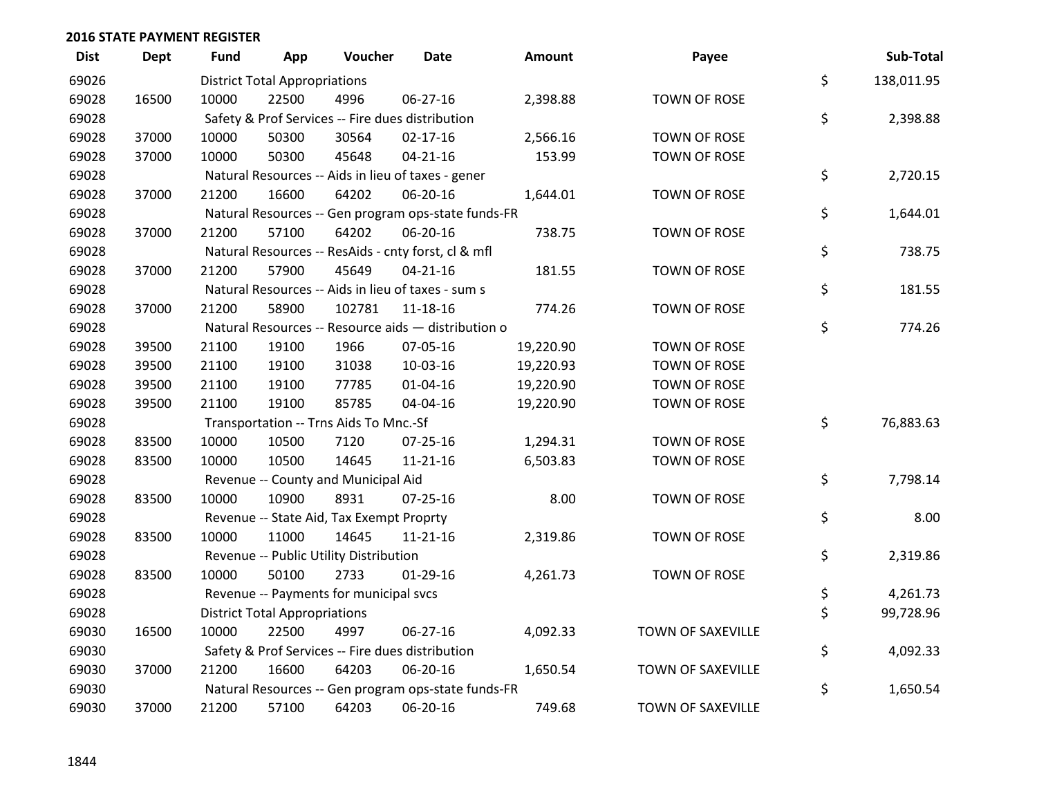## 2016 STATE PAYMENT REGISTER

| Dist | Dept | Fund | App | Voucher | Date | Amount | Payee | Sub-Total |
|---|---|---|---|---|---|---|---|---|
| 69026 | | District Total Appropriations | | | | | | $ 138,011.95 |
| 69028 | 16500 | 10000 | 22500 | 4996 | 06-27-16 | 2,398.88 | TOWN OF ROSE | |
| 69028 | | Safety & Prof Services -- Fire dues distribution | | | | | | $ 2,398.88 |
| 69028 | 37000 | 10000 | 50300 | 30564 | 02-17-16 | 2,566.16 | TOWN OF ROSE | |
| 69028 | 37000 | 10000 | 50300 | 45648 | 04-21-16 | 153.99 | TOWN OF ROSE | |
| 69028 | | Natural Resources -- Aids in lieu of taxes - gener | | | | | | $ 2,720.15 |
| 69028 | 37000 | 21200 | 16600 | 64202 | 06-20-16 | 1,644.01 | TOWN OF ROSE | |
| 69028 | | Natural Resources -- Gen program ops-state funds-FR | | | | | | $ 1,644.01 |
| 69028 | 37000 | 21200 | 57100 | 64202 | 06-20-16 | 738.75 | TOWN OF ROSE | |
| 69028 | | Natural Resources -- ResAids - cnty forst, cl & mfl | | | | | | $ 738.75 |
| 69028 | 37000 | 21200 | 57900 | 45649 | 04-21-16 | 181.55 | TOWN OF ROSE | |
| 69028 | | Natural Resources -- Aids in lieu of taxes - sum s | | | | | | $ 181.55 |
| 69028 | 37000 | 21200 | 58900 | 102781 | 11-18-16 | 774.26 | TOWN OF ROSE | |
| 69028 | | Natural Resources -- Resource aids — distribution o | | | | | | $ 774.26 |
| 69028 | 39500 | 21100 | 19100 | 1966 | 07-05-16 | 19,220.90 | TOWN OF ROSE | |
| 69028 | 39500 | 21100 | 19100 | 31038 | 10-03-16 | 19,220.93 | TOWN OF ROSE | |
| 69028 | 39500 | 21100 | 19100 | 77785 | 01-04-16 | 19,220.90 | TOWN OF ROSE | |
| 69028 | 39500 | 21100 | 19100 | 85785 | 04-04-16 | 19,220.90 | TOWN OF ROSE | |
| 69028 | | Transportation -- Trns Aids To Mnc.-Sf | | | | | | $ 76,883.63 |
| 69028 | 83500 | 10000 | 10500 | 7120 | 07-25-16 | 1,294.31 | TOWN OF ROSE | |
| 69028 | 83500 | 10000 | 10500 | 14645 | 11-21-16 | 6,503.83 | TOWN OF ROSE | |
| 69028 | | Revenue -- County and Municipal Aid | | | | | | $ 7,798.14 |
| 69028 | 83500 | 10000 | 10900 | 8931 | 07-25-16 | 8.00 | TOWN OF ROSE | |
| 69028 | | Revenue -- State Aid, Tax Exempt Proprty | | | | | | $ 8.00 |
| 69028 | 83500 | 10000 | 11000 | 14645 | 11-21-16 | 2,319.86 | TOWN OF ROSE | |
| 69028 | | Revenue -- Public Utility Distribution | | | | | | $ 2,319.86 |
| 69028 | 83500 | 10000 | 50100 | 2733 | 01-29-16 | 4,261.73 | TOWN OF ROSE | |
| 69028 | | Revenue -- Payments for municipal svcs | | | | | | $ 4,261.73 |
| 69028 | | District Total Appropriations | | | | | | $ 99,728.96 |
| 69030 | 16500 | 10000 | 22500 | 4997 | 06-27-16 | 4,092.33 | TOWN OF SAXEVILLE | |
| 69030 | | Safety & Prof Services -- Fire dues distribution | | | | | | $ 4,092.33 |
| 69030 | 37000 | 21200 | 16600 | 64203 | 06-20-16 | 1,650.54 | TOWN OF SAXEVILLE | |
| 69030 | | Natural Resources -- Gen program ops-state funds-FR | | | | | | $ 1,650.54 |
| 69030 | 37000 | 21200 | 57100 | 64203 | 06-20-16 | 749.68 | TOWN OF SAXEVILLE | |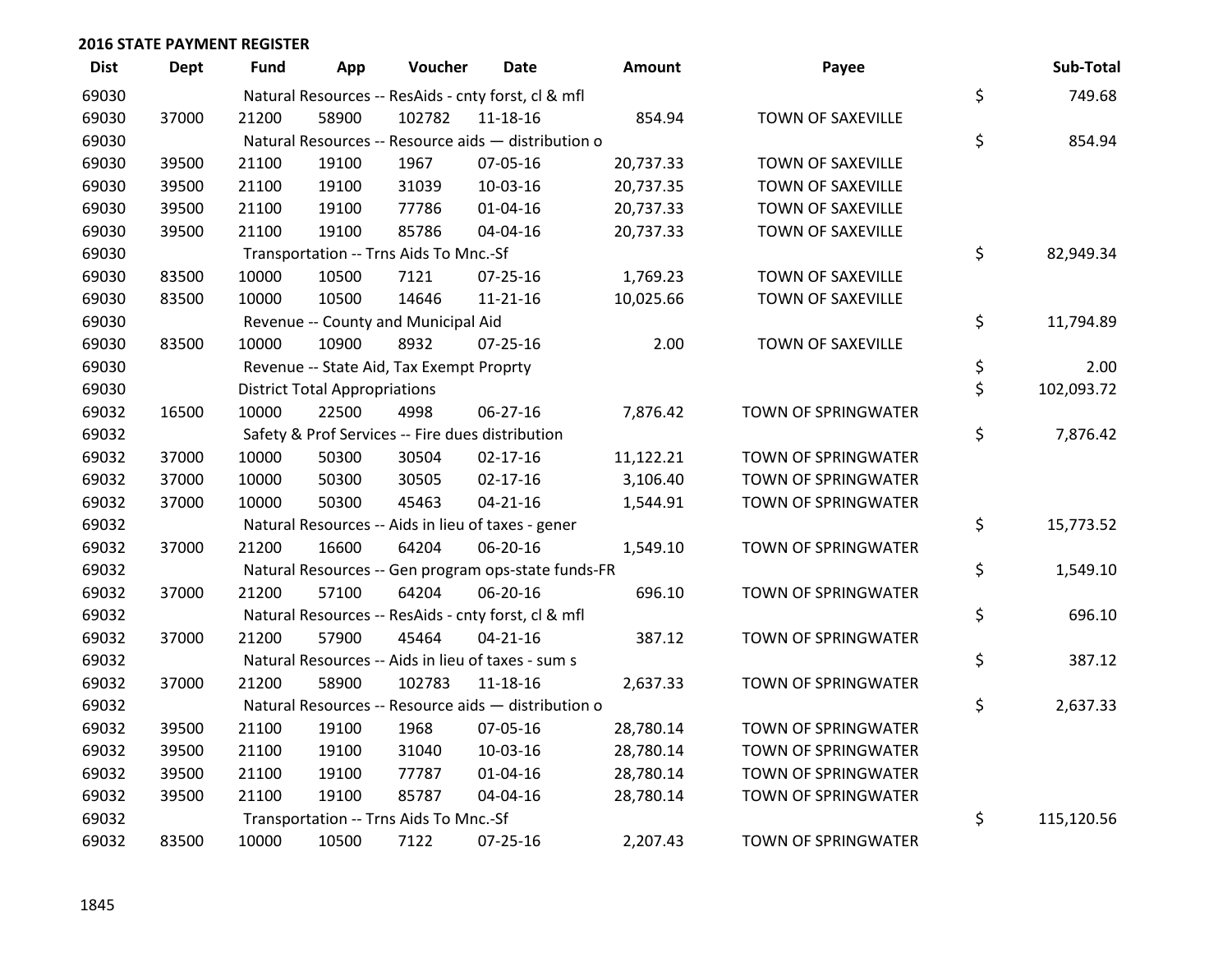## 2016 STATE PAYMENT REGISTER

| Dist | Dept | Fund | App | Voucher | Date | Amount | Payee | | Sub-Total |
|---|---|---|---|---|---|---|---|---|---|
| 69030 | | Natural Resources -- ResAids - cnty forst, cl & mfl | | | | | | $ | 749.68 |
| 69030 | 37000 | 21200 | 58900 | 102782 | 11-18-16 | 854.94 | TOWN OF SAXEVILLE | | |
| 69030 | | Natural Resources -- Resource aids — distribution o | | | | | | $ | 854.94 |
| 69030 | 39500 | 21100 | 19100 | 1967 | 07-05-16 | 20,737.33 | TOWN OF SAXEVILLE | | |
| 69030 | 39500 | 21100 | 19100 | 31039 | 10-03-16 | 20,737.35 | TOWN OF SAXEVILLE | | |
| 69030 | 39500 | 21100 | 19100 | 77786 | 01-04-16 | 20,737.33 | TOWN OF SAXEVILLE | | |
| 69030 | 39500 | 21100 | 19100 | 85786 | 04-04-16 | 20,737.33 | TOWN OF SAXEVILLE | | |
| 69030 | | Transportation -- Trns Aids To Mnc.-Sf | | | | | | $ | 82,949.34 |
| 69030 | 83500 | 10000 | 10500 | 7121 | 07-25-16 | 1,769.23 | TOWN OF SAXEVILLE | | |
| 69030 | 83500 | 10000 | 10500 | 14646 | 11-21-16 | 10,025.66 | TOWN OF SAXEVILLE | | |
| 69030 | | Revenue -- County and Municipal Aid | | | | | | $ | 11,794.89 |
| 69030 | 83500 | 10000 | 10900 | 8932 | 07-25-16 | 2.00 | TOWN OF SAXEVILLE | | |
| 69030 | | Revenue -- State Aid, Tax Exempt Proprty | | | | | | $ | 2.00 |
| 69030 | | District Total Appropriations | | | | | | $ | 102,093.72 |
| 69032 | 16500 | 10000 | 22500 | 4998 | 06-27-16 | 7,876.42 | TOWN OF SPRINGWATER | | |
| 69032 | | Safety & Prof Services -- Fire dues distribution | | | | | | $ | 7,876.42 |
| 69032 | 37000 | 10000 | 50300 | 30504 | 02-17-16 | 11,122.21 | TOWN OF SPRINGWATER | | |
| 69032 | 37000 | 10000 | 50300 | 30505 | 02-17-16 | 3,106.40 | TOWN OF SPRINGWATER | | |
| 69032 | 37000 | 10000 | 50300 | 45463 | 04-21-16 | 1,544.91 | TOWN OF SPRINGWATER | | |
| 69032 | | Natural Resources -- Aids in lieu of taxes - gener | | | | | | $ | 15,773.52 |
| 69032 | 37000 | 21200 | 16600 | 64204 | 06-20-16 | 1,549.10 | TOWN OF SPRINGWATER | | |
| 69032 | | Natural Resources -- Gen program ops-state funds-FR | | | | | | $ | 1,549.10 |
| 69032 | 37000 | 21200 | 57100 | 64204 | 06-20-16 | 696.10 | TOWN OF SPRINGWATER | | |
| 69032 | | Natural Resources -- ResAids - cnty forst, cl & mfl | | | | | | $ | 696.10 |
| 69032 | 37000 | 21200 | 57900 | 45464 | 04-21-16 | 387.12 | TOWN OF SPRINGWATER | | |
| 69032 | | Natural Resources -- Aids in lieu of taxes - sum s | | | | | | $ | 387.12 |
| 69032 | 37000 | 21200 | 58900 | 102783 | 11-18-16 | 2,637.33 | TOWN OF SPRINGWATER | | |
| 69032 | | Natural Resources -- Resource aids — distribution o | | | | | | $ | 2,637.33 |
| 69032 | 39500 | 21100 | 19100 | 1968 | 07-05-16 | 28,780.14 | TOWN OF SPRINGWATER | | |
| 69032 | 39500 | 21100 | 19100 | 31040 | 10-03-16 | 28,780.14 | TOWN OF SPRINGWATER | | |
| 69032 | 39500 | 21100 | 19100 | 77787 | 01-04-16 | 28,780.14 | TOWN OF SPRINGWATER | | |
| 69032 | 39500 | 21100 | 19100 | 85787 | 04-04-16 | 28,780.14 | TOWN OF SPRINGWATER | | |
| 69032 | | Transportation -- Trns Aids To Mnc.-Sf | | | | | | $ | 115,120.56 |
| 69032 | 83500 | 10000 | 10500 | 7122 | 07-25-16 | 2,207.43 | TOWN OF SPRINGWATER | | |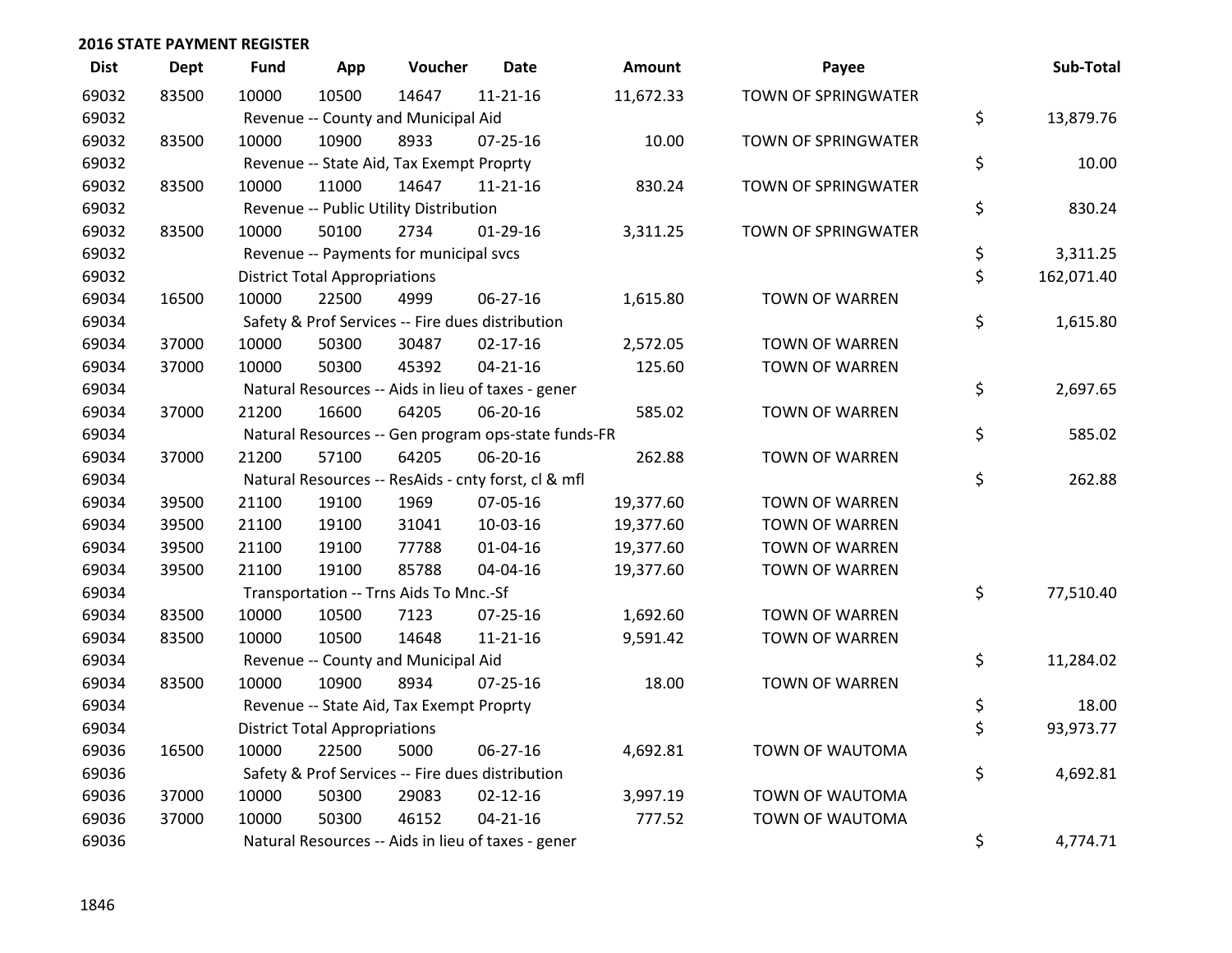## 2016 STATE PAYMENT REGISTER

| Dist | Dept | Fund | App | Voucher | Date | Amount | Payee | Sub-Total |
|---|---|---|---|---|---|---|---|---|
| 69032 | 83500 | 10000 | 10500 | 14647 | 11-21-16 | 11,672.33 | TOWN OF SPRINGWATER | |
| 69032 | | Revenue -- County and Municipal Aid | | | | | | $ 13,879.76 |
| 69032 | 83500 | 10000 | 10900 | 8933 | 07-25-16 | 10.00 | TOWN OF SPRINGWATER | |
| 69032 | | Revenue -- State Aid, Tax Exempt Proprty | | | | | | $ 10.00 |
| 69032 | 83500 | 10000 | 11000 | 14647 | 11-21-16 | 830.24 | TOWN OF SPRINGWATER | |
| 69032 | | Revenue -- Public Utility Distribution | | | | | | $ 830.24 |
| 69032 | 83500 | 10000 | 50100 | 2734 | 01-29-16 | 3,311.25 | TOWN OF SPRINGWATER | |
| 69032 | | Revenue -- Payments for municipal svcs | | | | | | $ 3,311.25 |
| 69032 | | District Total Appropriations | | | | | | $ 162,071.40 |
| 69034 | 16500 | 10000 | 22500 | 4999 | 06-27-16 | 1,615.80 | TOWN OF WARREN | |
| 69034 | | Safety & Prof Services -- Fire dues distribution | | | | | | $ 1,615.80 |
| 69034 | 37000 | 10000 | 50300 | 30487 | 02-17-16 | 2,572.05 | TOWN OF WARREN | |
| 69034 | 37000 | 10000 | 50300 | 45392 | 04-21-16 | 125.60 | TOWN OF WARREN | |
| 69034 | | Natural Resources -- Aids in lieu of taxes - gener | | | | | | $ 2,697.65 |
| 69034 | 37000 | 21200 | 16600 | 64205 | 06-20-16 | 585.02 | TOWN OF WARREN | |
| 69034 | | Natural Resources -- Gen program ops-state funds-FR | | | | | | $ 585.02 |
| 69034 | 37000 | 21200 | 57100 | 64205 | 06-20-16 | 262.88 | TOWN OF WARREN | |
| 69034 | | Natural Resources -- ResAids - cnty forst, cl & mfl | | | | | | $ 262.88 |
| 69034 | 39500 | 21100 | 19100 | 1969 | 07-05-16 | 19,377.60 | TOWN OF WARREN | |
| 69034 | 39500 | 21100 | 19100 | 31041 | 10-03-16 | 19,377.60 | TOWN OF WARREN | |
| 69034 | 39500 | 21100 | 19100 | 77788 | 01-04-16 | 19,377.60 | TOWN OF WARREN | |
| 69034 | 39500 | 21100 | 19100 | 85788 | 04-04-16 | 19,377.60 | TOWN OF WARREN | |
| 69034 | | Transportation -- Trns Aids To Mnc.-Sf | | | | | | $ 77,510.40 |
| 69034 | 83500 | 10000 | 10500 | 7123 | 07-25-16 | 1,692.60 | TOWN OF WARREN | |
| 69034 | 83500 | 10000 | 10500 | 14648 | 11-21-16 | 9,591.42 | TOWN OF WARREN | |
| 69034 | | Revenue -- County and Municipal Aid | | | | | | $ 11,284.02 |
| 69034 | 83500 | 10000 | 10900 | 8934 | 07-25-16 | 18.00 | TOWN OF WARREN | |
| 69034 | | Revenue -- State Aid, Tax Exempt Proprty | | | | | | $ 18.00 |
| 69034 | | District Total Appropriations | | | | | | $ 93,973.77 |
| 69036 | 16500 | 10000 | 22500 | 5000 | 06-27-16 | 4,692.81 | TOWN OF WAUTOMA | |
| 69036 | | Safety & Prof Services -- Fire dues distribution | | | | | | $ 4,692.81 |
| 69036 | 37000 | 10000 | 50300 | 29083 | 02-12-16 | 3,997.19 | TOWN OF WAUTOMA | |
| 69036 | 37000 | 10000 | 50300 | 46152 | 04-21-16 | 777.52 | TOWN OF WAUTOMA | |
| 69036 | | Natural Resources -- Aids in lieu of taxes - gener | | | | | | $ 4,774.71 |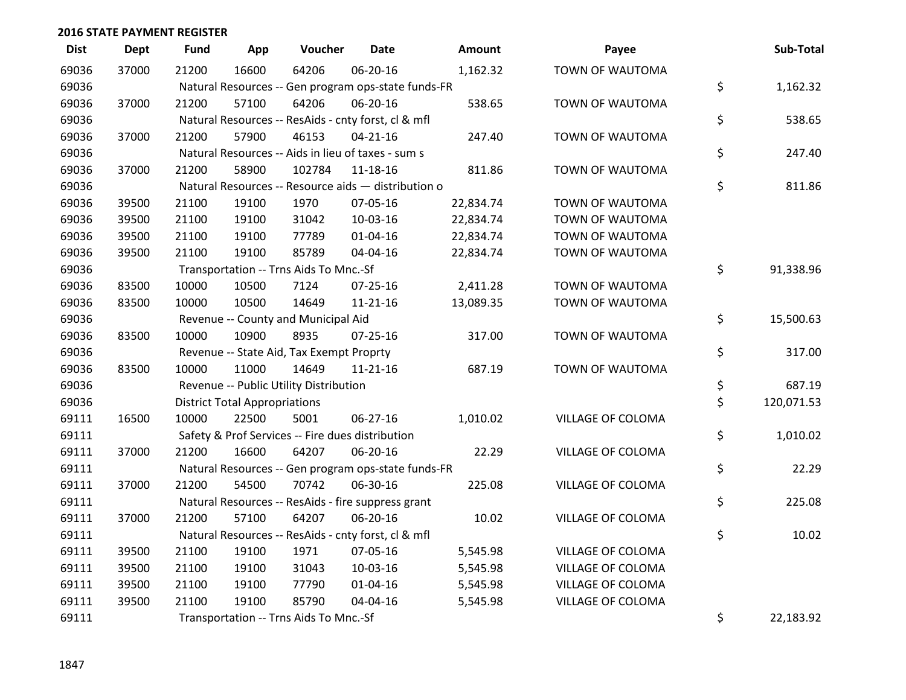## 2016 STATE PAYMENT REGISTER

| Dist | Dept | Fund | App | Voucher | Date | Amount | Payee | Sub-Total |
|---|---|---|---|---|---|---|---|---|
| 69036 | 37000 | 21200 | 16600 | 64206 | 06-20-16 | 1,162.32 | TOWN OF WAUTOMA | |
| 69036 | | Natural Resources -- Gen program ops-state funds-FR | | | | | | $ 1,162.32 |
| 69036 | 37000 | 21200 | 57100 | 64206 | 06-20-16 | 538.65 | TOWN OF WAUTOMA | |
| 69036 | | Natural Resources -- ResAids - cnty forst, cl & mfl | | | | | | $ 538.65 |
| 69036 | 37000 | 21200 | 57900 | 46153 | 04-21-16 | 247.40 | TOWN OF WAUTOMA | |
| 69036 | | Natural Resources -- Aids in lieu of taxes - sum s | | | | | | $ 247.40 |
| 69036 | 37000 | 21200 | 58900 | 102784 | 11-18-16 | 811.86 | TOWN OF WAUTOMA | |
| 69036 | | Natural Resources -- Resource aids — distribution o | | | | | | $ 811.86 |
| 69036 | 39500 | 21100 | 19100 | 1970 | 07-05-16 | 22,834.74 | TOWN OF WAUTOMA | |
| 69036 | 39500 | 21100 | 19100 | 31042 | 10-03-16 | 22,834.74 | TOWN OF WAUTOMA | |
| 69036 | 39500 | 21100 | 19100 | 77789 | 01-04-16 | 22,834.74 | TOWN OF WAUTOMA | |
| 69036 | 39500 | 21100 | 19100 | 85789 | 04-04-16 | 22,834.74 | TOWN OF WAUTOMA | |
| 69036 | | Transportation -- Trns Aids To Mnc.-Sf | | | | | | $ 91,338.96 |
| 69036 | 83500 | 10000 | 10500 | 7124 | 07-25-16 | 2,411.28 | TOWN OF WAUTOMA | |
| 69036 | 83500 | 10000 | 10500 | 14649 | 11-21-16 | 13,089.35 | TOWN OF WAUTOMA | |
| 69036 | | Revenue -- County and Municipal Aid | | | | | | $ 15,500.63 |
| 69036 | 83500 | 10000 | 10900 | 8935 | 07-25-16 | 317.00 | TOWN OF WAUTOMA | |
| 69036 | | Revenue -- State Aid, Tax Exempt Proprty | | | | | | $ 317.00 |
| 69036 | 83500 | 10000 | 11000 | 14649 | 11-21-16 | 687.19 | TOWN OF WAUTOMA | |
| 69036 | | Revenue -- Public Utility Distribution | | | | | | $ 687.19 |
| 69036 | | District Total Appropriations | | | | | | $ 120,071.53 |
| 69111 | 16500 | 10000 | 22500 | 5001 | 06-27-16 | 1,010.02 | VILLAGE OF COLOMA | |
| 69111 | | Safety & Prof Services -- Fire dues distribution | | | | | | $ 1,010.02 |
| 69111 | 37000 | 21200 | 16600 | 64207 | 06-20-16 | 22.29 | VILLAGE OF COLOMA | |
| 69111 | | Natural Resources -- Gen program ops-state funds-FR | | | | | | $ 22.29 |
| 69111 | 37000 | 21200 | 54500 | 70742 | 06-30-16 | 225.08 | VILLAGE OF COLOMA | |
| 69111 | | Natural Resources -- ResAids - fire suppress grant | | | | | | $ 225.08 |
| 69111 | 37000 | 21200 | 57100 | 64207 | 06-20-16 | 10.02 | VILLAGE OF COLOMA | |
| 69111 | | Natural Resources -- ResAids - cnty forst, cl & mfl | | | | | | $ 10.02 |
| 69111 | 39500 | 21100 | 19100 | 1971 | 07-05-16 | 5,545.98 | VILLAGE OF COLOMA | |
| 69111 | 39500 | 21100 | 19100 | 31043 | 10-03-16 | 5,545.98 | VILLAGE OF COLOMA | |
| 69111 | 39500 | 21100 | 19100 | 77790 | 01-04-16 | 5,545.98 | VILLAGE OF COLOMA | |
| 69111 | 39500 | 21100 | 19100 | 85790 | 04-04-16 | 5,545.98 | VILLAGE OF COLOMA | |
| 69111 | | Transportation -- Trns Aids To Mnc.-Sf | | | | | | $ 22,183.92 |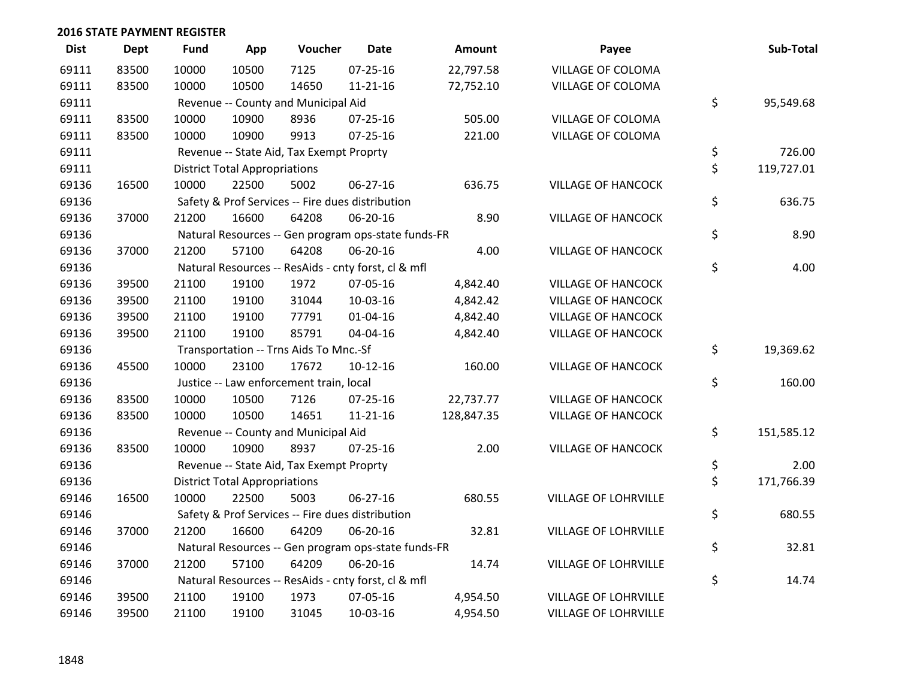**2016 STATE PAYMENT REGISTER**

| Dist | Dept | Fund | App | Voucher | Date | Amount | Payee | Sub-Total |
|---|---|---|---|---|---|---|---|---|
| 69111 | 83500 | 10000 | 10500 | 7125 | 07-25-16 | 22,797.58 | VILLAGE OF COLOMA | |
| 69111 | 83500 | 10000 | 10500 | 14650 | 11-21-16 | 72,752.10 | VILLAGE OF COLOMA | |
| 69111 | | Revenue -- County and Municipal Aid | | | | | | $ 95,549.68 |
| 69111 | 83500 | 10000 | 10900 | 8936 | 07-25-16 | 505.00 | VILLAGE OF COLOMA | |
| 69111 | 83500 | 10000 | 10900 | 9913 | 07-25-16 | 221.00 | VILLAGE OF COLOMA | |
| 69111 | | Revenue -- State Aid, Tax Exempt Proprty | | | | | | $ 726.00 |
| 69111 | | District Total Appropriations | | | | | | $ 119,727.01 |
| 69136 | 16500 | 10000 | 22500 | 5002 | 06-27-16 | 636.75 | VILLAGE OF HANCOCK | |
| 69136 | | Safety & Prof Services -- Fire dues distribution | | | | | | $ 636.75 |
| 69136 | 37000 | 21200 | 16600 | 64208 | 06-20-16 | 8.90 | VILLAGE OF HANCOCK | |
| 69136 | | Natural Resources -- Gen program ops-state funds-FR | | | | | | $ 8.90 |
| 69136 | 37000 | 21200 | 57100 | 64208 | 06-20-16 | 4.00 | VILLAGE OF HANCOCK | |
| 69136 | | Natural Resources -- ResAids - cnty forst, cl & mfl | | | | | | $ 4.00 |
| 69136 | 39500 | 21100 | 19100 | 1972 | 07-05-16 | 4,842.40 | VILLAGE OF HANCOCK | |
| 69136 | 39500 | 21100 | 19100 | 31044 | 10-03-16 | 4,842.42 | VILLAGE OF HANCOCK | |
| 69136 | 39500 | 21100 | 19100 | 77791 | 01-04-16 | 4,842.40 | VILLAGE OF HANCOCK | |
| 69136 | 39500 | 21100 | 19100 | 85791 | 04-04-16 | 4,842.40 | VILLAGE OF HANCOCK | |
| 69136 | | Transportation -- Trns Aids To Mnc.-Sf | | | | | | $ 19,369.62 |
| 69136 | 45500 | 10000 | 23100 | 17672 | 10-12-16 | 160.00 | VILLAGE OF HANCOCK | |
| 69136 | | Justice -- Law enforcement train, local | | | | | | $ 160.00 |
| 69136 | 83500 | 10000 | 10500 | 7126 | 07-25-16 | 22,737.77 | VILLAGE OF HANCOCK | |
| 69136 | 83500 | 10000 | 10500 | 14651 | 11-21-16 | 128,847.35 | VILLAGE OF HANCOCK | |
| 69136 | | Revenue -- County and Municipal Aid | | | | | | $ 151,585.12 |
| 69136 | 83500 | 10000 | 10900 | 8937 | 07-25-16 | 2.00 | VILLAGE OF HANCOCK | |
| 69136 | | Revenue -- State Aid, Tax Exempt Proprty | | | | | | $ 2.00 |
| 69136 | | District Total Appropriations | | | | | | $ 171,766.39 |
| 69146 | 16500 | 10000 | 22500 | 5003 | 06-27-16 | 680.55 | VILLAGE OF LOHRVILLE | |
| 69146 | | Safety & Prof Services -- Fire dues distribution | | | | | | $ 680.55 |
| 69146 | 37000 | 21200 | 16600 | 64209 | 06-20-16 | 32.81 | VILLAGE OF LOHRVILLE | |
| 69146 | | Natural Resources -- Gen program ops-state funds-FR | | | | | | $ 32.81 |
| 69146 | 37000 | 21200 | 57100 | 64209 | 06-20-16 | 14.74 | VILLAGE OF LOHRVILLE | |
| 69146 | | Natural Resources -- ResAids - cnty forst, cl & mfl | | | | | | $ 14.74 |
| 69146 | 39500 | 21100 | 19100 | 1973 | 07-05-16 | 4,954.50 | VILLAGE OF LOHRVILLE | |
| 69146 | 39500 | 21100 | 19100 | 31045 | 10-03-16 | 4,954.50 | VILLAGE OF LOHRVILLE | |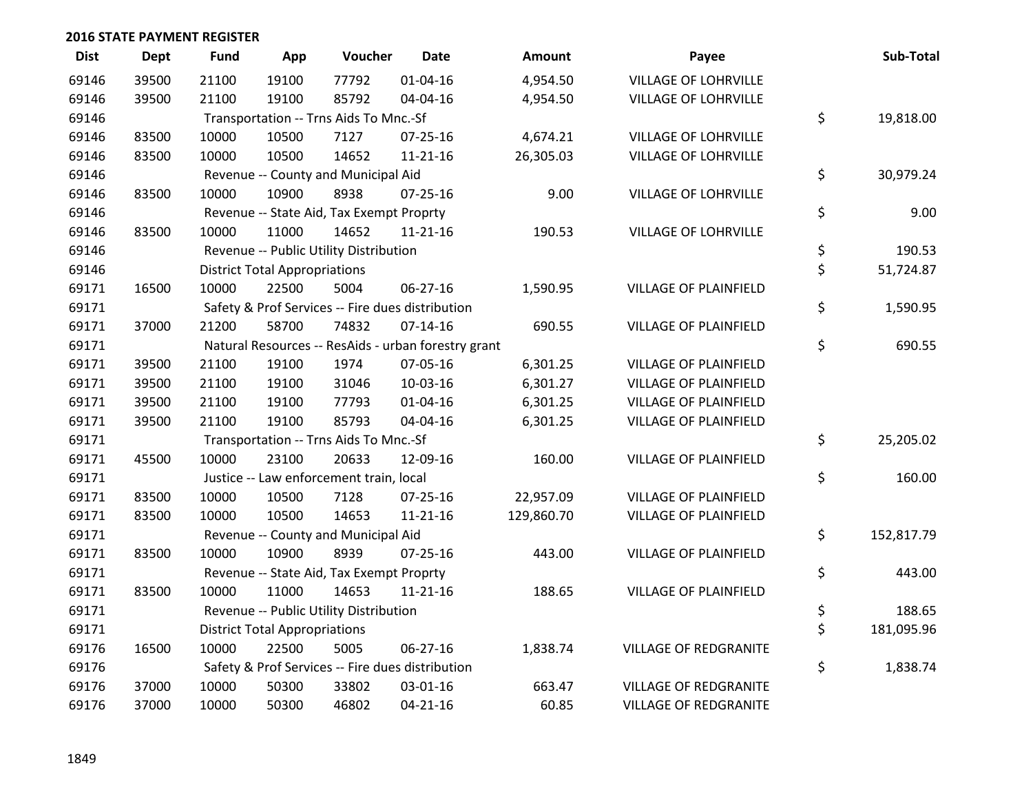## 2016 STATE PAYMENT REGISTER

| Dist | Dept | Fund | App | Voucher | Date | Amount | Payee | Sub-Total |
|---|---|---|---|---|---|---|---|---|
| 69146 | 39500 | 21100 | 19100 | 77792 | 01-04-16 | 4,954.50 | VILLAGE OF LOHRVILLE | |
| 69146 | 39500 | 21100 | 19100 | 85792 | 04-04-16 | 4,954.50 | VILLAGE OF LOHRVILLE | |
| 69146 | | Transportation -- Trns Aids To Mnc.-Sf | | | | | | $ 19,818.00 |
| 69146 | 83500 | 10000 | 10500 | 7127 | 07-25-16 | 4,674.21 | VILLAGE OF LOHRVILLE | |
| 69146 | 83500 | 10000 | 10500 | 14652 | 11-21-16 | 26,305.03 | VILLAGE OF LOHRVILLE | |
| 69146 | | Revenue -- County and Municipal Aid | | | | | | $ 30,979.24 |
| 69146 | 83500 | 10000 | 10900 | 8938 | 07-25-16 | 9.00 | VILLAGE OF LOHRVILLE | |
| 69146 | | Revenue -- State Aid, Tax Exempt Proprty | | | | | | $ 9.00 |
| 69146 | 83500 | 10000 | 11000 | 14652 | 11-21-16 | 190.53 | VILLAGE OF LOHRVILLE | |
| 69146 | | Revenue -- Public Utility Distribution | | | | | | $ 190.53 |
| 69146 | | District Total Appropriations | | | | | | $ 51,724.87 |
| 69171 | 16500 | 10000 | 22500 | 5004 | 06-27-16 | 1,590.95 | VILLAGE OF PLAINFIELD | |
| 69171 | | Safety & Prof Services -- Fire dues distribution | | | | | | $ 1,590.95 |
| 69171 | 37000 | 21200 | 58700 | 74832 | 07-14-16 | 690.55 | VILLAGE OF PLAINFIELD | |
| 69171 | | Natural Resources -- ResAids - urban forestry grant | | | | | | $ 690.55 |
| 69171 | 39500 | 21100 | 19100 | 1974 | 07-05-16 | 6,301.25 | VILLAGE OF PLAINFIELD | |
| 69171 | 39500 | 21100 | 19100 | 31046 | 10-03-16 | 6,301.27 | VILLAGE OF PLAINFIELD | |
| 69171 | 39500 | 21100 | 19100 | 77793 | 01-04-16 | 6,301.25 | VILLAGE OF PLAINFIELD | |
| 69171 | 39500 | 21100 | 19100 | 85793 | 04-04-16 | 6,301.25 | VILLAGE OF PLAINFIELD | |
| 69171 | | Transportation -- Trns Aids To Mnc.-Sf | | | | | | $ 25,205.02 |
| 69171 | 45500 | 10000 | 23100 | 20633 | 12-09-16 | 160.00 | VILLAGE OF PLAINFIELD | |
| 69171 | | Justice -- Law enforcement train, local | | | | | | $ 160.00 |
| 69171 | 83500 | 10000 | 10500 | 7128 | 07-25-16 | 22,957.09 | VILLAGE OF PLAINFIELD | |
| 69171 | 83500 | 10000 | 10500 | 14653 | 11-21-16 | 129,860.70 | VILLAGE OF PLAINFIELD | |
| 69171 | | Revenue -- County and Municipal Aid | | | | | | $ 152,817.79 |
| 69171 | 83500 | 10000 | 10900 | 8939 | 07-25-16 | 443.00 | VILLAGE OF PLAINFIELD | |
| 69171 | | Revenue -- State Aid, Tax Exempt Proprty | | | | | | $ 443.00 |
| 69171 | 83500 | 10000 | 11000 | 14653 | 11-21-16 | 188.65 | VILLAGE OF PLAINFIELD | |
| 69171 | | Revenue -- Public Utility Distribution | | | | | | $ 188.65 |
| 69171 | | District Total Appropriations | | | | | | $ 181,095.96 |
| 69176 | 16500 | 10000 | 22500 | 5005 | 06-27-16 | 1,838.74 | VILLAGE OF REDGRANITE | |
| 69176 | | Safety & Prof Services -- Fire dues distribution | | | | | | $ 1,838.74 |
| 69176 | 37000 | 10000 | 50300 | 33802 | 03-01-16 | 663.47 | VILLAGE OF REDGRANITE | |
| 69176 | 37000 | 10000 | 50300 | 46802 | 04-21-16 | 60.85 | VILLAGE OF REDGRANITE | |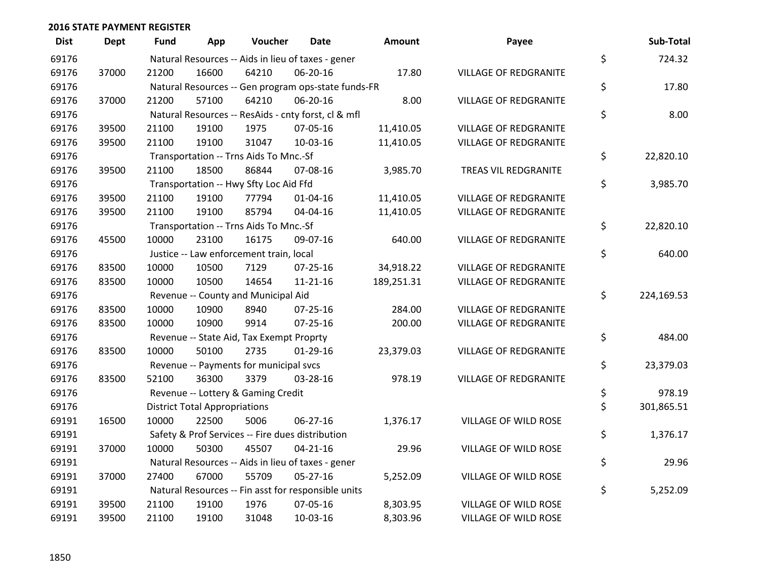**2016 STATE PAYMENT REGISTER**

| Dist | Dept | Fund | App | Voucher | Date | Amount | Payee | Sub-Total |
|---|---|---|---|---|---|---|---|---|
| 69176 | | Natural Resources -- Aids in lieu of taxes - gener | | | | | | $ 724.32 |
| 69176 | 37000 | 21200 | 16600 | 64210 | 06-20-16 | 17.80 | VILLAGE OF REDGRANITE | |
| 69176 | | Natural Resources -- Gen program ops-state funds-FR | | | | | | $ 17.80 |
| 69176 | 37000 | 21200 | 57100 | 64210 | 06-20-16 | 8.00 | VILLAGE OF REDGRANITE | |
| 69176 | | Natural Resources -- ResAids - cnty forst, cl & mfl | | | | | | $ 8.00 |
| 69176 | 39500 | 21100 | 19100 | 1975 | 07-05-16 | 11,410.05 | VILLAGE OF REDGRANITE | |
| 69176 | 39500 | 21100 | 19100 | 31047 | 10-03-16 | 11,410.05 | VILLAGE OF REDGRANITE | |
| 69176 | | Transportation -- Trns Aids To Mnc.-Sf | | | | | | $ 22,820.10 |
| 69176 | 39500 | 21100 | 18500 | 86844 | 07-08-16 | 3,985.70 | TREAS VIL REDGRANITE | |
| 69176 | | Transportation -- Hwy Sfty Loc Aid Ffd | | | | | | $ 3,985.70 |
| 69176 | 39500 | 21100 | 19100 | 77794 | 01-04-16 | 11,410.05 | VILLAGE OF REDGRANITE | |
| 69176 | 39500 | 21100 | 19100 | 85794 | 04-04-16 | 11,410.05 | VILLAGE OF REDGRANITE | |
| 69176 | | Transportation -- Trns Aids To Mnc.-Sf | | | | | | $ 22,820.10 |
| 69176 | 45500 | 10000 | 23100 | 16175 | 09-07-16 | 640.00 | VILLAGE OF REDGRANITE | |
| 69176 | | Justice -- Law enforcement train, local | | | | | | $ 640.00 |
| 69176 | 83500 | 10000 | 10500 | 7129 | 07-25-16 | 34,918.22 | VILLAGE OF REDGRANITE | |
| 69176 | 83500 | 10000 | 10500 | 14654 | 11-21-16 | 189,251.31 | VILLAGE OF REDGRANITE | |
| 69176 | | Revenue -- County and Municipal Aid | | | | | | $ 224,169.53 |
| 69176 | 83500 | 10000 | 10900 | 8940 | 07-25-16 | 284.00 | VILLAGE OF REDGRANITE | |
| 69176 | 83500 | 10000 | 10900 | 9914 | 07-25-16 | 200.00 | VILLAGE OF REDGRANITE | |
| 69176 | | Revenue -- State Aid, Tax Exempt Proprty | | | | | | $ 484.00 |
| 69176 | 83500 | 10000 | 50100 | 2735 | 01-29-16 | 23,379.03 | VILLAGE OF REDGRANITE | |
| 69176 | | Revenue -- Payments for municipal svcs | | | | | | $ 23,379.03 |
| 69176 | 83500 | 52100 | 36300 | 3379 | 03-28-16 | 978.19 | VILLAGE OF REDGRANITE | |
| 69176 | | Revenue -- Lottery & Gaming Credit | | | | | | $ 978.19 |
| 69176 | | District Total Appropriations | | | | | | $ 301,865.51 |
| 69191 | 16500 | 10000 | 22500 | 5006 | 06-27-16 | 1,376.17 | VILLAGE OF WILD ROSE | |
| 69191 | | Safety & Prof Services -- Fire dues distribution | | | | | | $ 1,376.17 |
| 69191 | 37000 | 10000 | 50300 | 45507 | 04-21-16 | 29.96 | VILLAGE OF WILD ROSE | |
| 69191 | | Natural Resources -- Aids in lieu of taxes - gener | | | | | | $ 29.96 |
| 69191 | 37000 | 27400 | 67000 | 55709 | 05-27-16 | 5,252.09 | VILLAGE OF WILD ROSE | |
| 69191 | | Natural Resources -- Fin asst for responsible units | | | | | | $ 5,252.09 |
| 69191 | 39500 | 21100 | 19100 | 1976 | 07-05-16 | 8,303.95 | VILLAGE OF WILD ROSE | |
| 69191 | 39500 | 21100 | 19100 | 31048 | 10-03-16 | 8,303.96 | VILLAGE OF WILD ROSE | |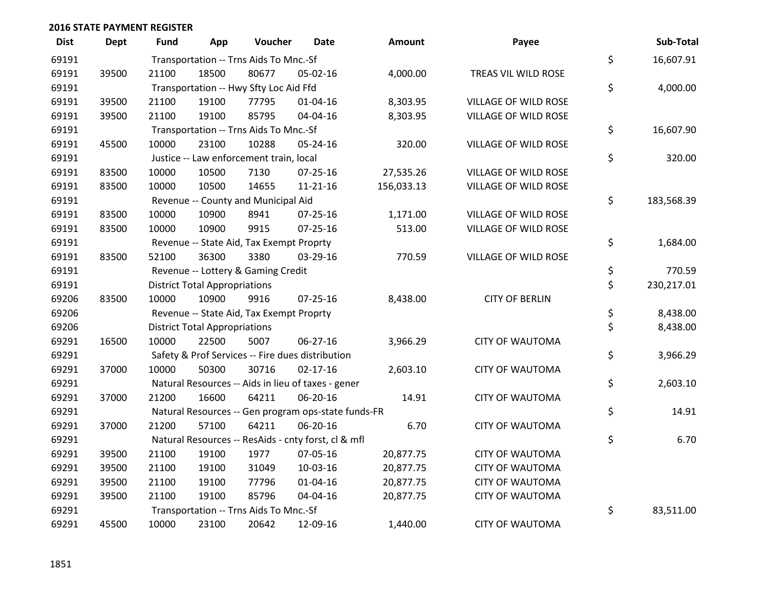## 2016 STATE PAYMENT REGISTER

| Dist | Dept | Fund | App | Voucher | Date | Amount | Payee | Sub-Total |
|---|---|---|---|---|---|---|---|---|
| 69191 | | Transportation -- Trns Aids To Mnc.-Sf | | | | | | $ 16,607.91 |
| 69191 | 39500 | 21100 | 18500 | 80677 | 05-02-16 | 4,000.00 | TREAS VIL WILD ROSE | |
| 69191 | | Transportation -- Hwy Sfty Loc Aid Ffd | | | | | | $ 4,000.00 |
| 69191 | 39500 | 21100 | 19100 | 77795 | 01-04-16 | 8,303.95 | VILLAGE OF WILD ROSE | |
| 69191 | 39500 | 21100 | 19100 | 85795 | 04-04-16 | 8,303.95 | VILLAGE OF WILD ROSE | |
| 69191 | | Transportation -- Trns Aids To Mnc.-Sf | | | | | | $ 16,607.90 |
| 69191 | 45500 | 10000 | 23100 | 10288 | 05-24-16 | 320.00 | VILLAGE OF WILD ROSE | |
| 69191 | | Justice -- Law enforcement train, local | | | | | | $ 320.00 |
| 69191 | 83500 | 10000 | 10500 | 7130 | 07-25-16 | 27,535.26 | VILLAGE OF WILD ROSE | |
| 69191 | 83500 | 10000 | 10500 | 14655 | 11-21-16 | 156,033.13 | VILLAGE OF WILD ROSE | |
| 69191 | | Revenue -- County and Municipal Aid | | | | | | $ 183,568.39 |
| 69191 | 83500 | 10000 | 10900 | 8941 | 07-25-16 | 1,171.00 | VILLAGE OF WILD ROSE | |
| 69191 | 83500 | 10000 | 10900 | 9915 | 07-25-16 | 513.00 | VILLAGE OF WILD ROSE | |
| 69191 | | Revenue -- State Aid, Tax Exempt Proprty | | | | | | $ 1,684.00 |
| 69191 | 83500 | 52100 | 36300 | 3380 | 03-29-16 | 770.59 | VILLAGE OF WILD ROSE | |
| 69191 | | Revenue -- Lottery & Gaming Credit | | | | | | $ 770.59 |
| 69191 | | District Total Appropriations | | | | | | $ 230,217.01 |
| 69206 | 83500 | 10000 | 10900 | 9916 | 07-25-16 | 8,438.00 | CITY OF BERLIN | |
| 69206 | | Revenue -- State Aid, Tax Exempt Proprty | | | | | | $ 8,438.00 |
| 69206 | | District Total Appropriations | | | | | | $ 8,438.00 |
| 69291 | 16500 | 10000 | 22500 | 5007 | 06-27-16 | 3,966.29 | CITY OF WAUTOMA | |
| 69291 | | Safety & Prof Services -- Fire dues distribution | | | | | | $ 3,966.29 |
| 69291 | 37000 | 10000 | 50300 | 30716 | 02-17-16 | 2,603.10 | CITY OF WAUTOMA | |
| 69291 | | Natural Resources -- Aids in lieu of taxes - gener | | | | | | $ 2,603.10 |
| 69291 | 37000 | 21200 | 16600 | 64211 | 06-20-16 | 14.91 | CITY OF WAUTOMA | |
| 69291 | | Natural Resources -- Gen program ops-state funds-FR | | | | | | $ 14.91 |
| 69291 | 37000 | 21200 | 57100 | 64211 | 06-20-16 | 6.70 | CITY OF WAUTOMA | |
| 69291 | | Natural Resources -- ResAids - cnty forst, cl & mfl | | | | | | $ 6.70 |
| 69291 | 39500 | 21100 | 19100 | 1977 | 07-05-16 | 20,877.75 | CITY OF WAUTOMA | |
| 69291 | 39500 | 21100 | 19100 | 31049 | 10-03-16 | 20,877.75 | CITY OF WAUTOMA | |
| 69291 | 39500 | 21100 | 19100 | 77796 | 01-04-16 | 20,877.75 | CITY OF WAUTOMA | |
| 69291 | 39500 | 21100 | 19100 | 85796 | 04-04-16 | 20,877.75 | CITY OF WAUTOMA | |
| 69291 | | Transportation -- Trns Aids To Mnc.-Sf | | | | | | $ 83,511.00 |
| 69291 | 45500 | 10000 | 23100 | 20642 | 12-09-16 | 1,440.00 | CITY OF WAUTOMA | |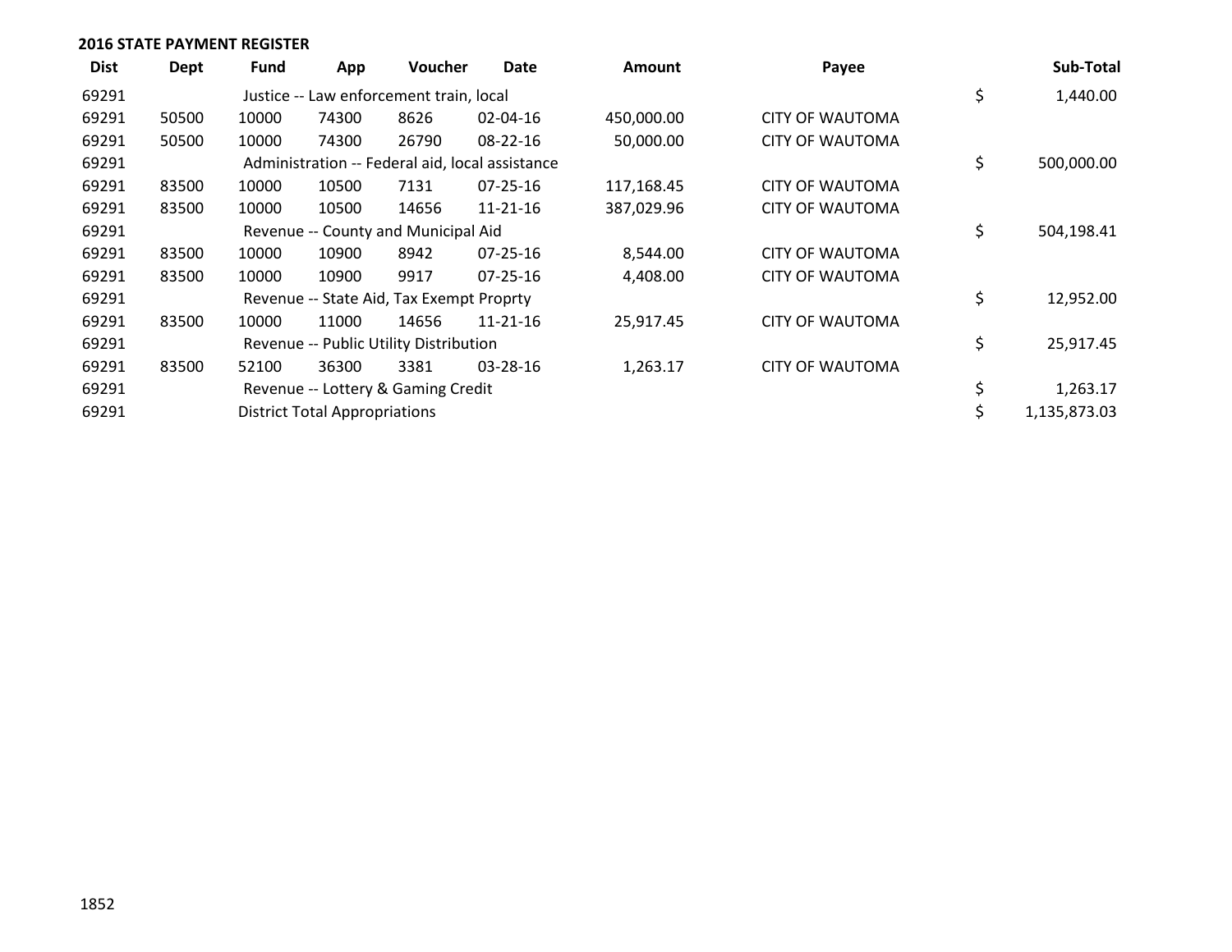**2016 STATE PAYMENT REGISTER**

| Dist | Dept | Fund | App | Voucher | Date | Amount | Payee | | Sub-Total |
|---|---|---|---|---|---|---|---|---|---|
| 69291 | | Justice -- Law enforcement train, local | | | | | | $ | 1,440.00 |
| 69291 | 50500 | 10000 | 74300 | 8626 | 02-04-16 | 450,000.00 | CITY OF WAUTOMA | | |
| 69291 | 50500 | 10000 | 74300 | 26790 | 08-22-16 | 50,000.00 | CITY OF WAUTOMA | | |
| 69291 | | Administration -- Federal aid, local assistance | | | | | | $ | 500,000.00 |
| 69291 | 83500 | 10000 | 10500 | 7131 | 07-25-16 | 117,168.45 | CITY OF WAUTOMA | | |
| 69291 | 83500 | 10000 | 10500 | 14656 | 11-21-16 | 387,029.96 | CITY OF WAUTOMA | | |
| 69291 | | Revenue -- County and Municipal Aid | | | | | | $ | 504,198.41 |
| 69291 | 83500 | 10000 | 10900 | 8942 | 07-25-16 | 8,544.00 | CITY OF WAUTOMA | | |
| 69291 | 83500 | 10000 | 10900 | 9917 | 07-25-16 | 4,408.00 | CITY OF WAUTOMA | | |
| 69291 | | Revenue -- State Aid, Tax Exempt Proprty | | | | | | $ | 12,952.00 |
| 69291 | 83500 | 10000 | 11000 | 14656 | 11-21-16 | 25,917.45 | CITY OF WAUTOMA | | |
| 69291 | | Revenue -- Public Utility Distribution | | | | | | $ | 25,917.45 |
| 69291 | 83500 | 52100 | 36300 | 3381 | 03-28-16 | 1,263.17 | CITY OF WAUTOMA | | |
| 69291 | | Revenue -- Lottery & Gaming Credit | | | | | | $ | 1,263.17 |
| 69291 | | District Total Appropriations | | | | | | $ | 1,135,873.03 |